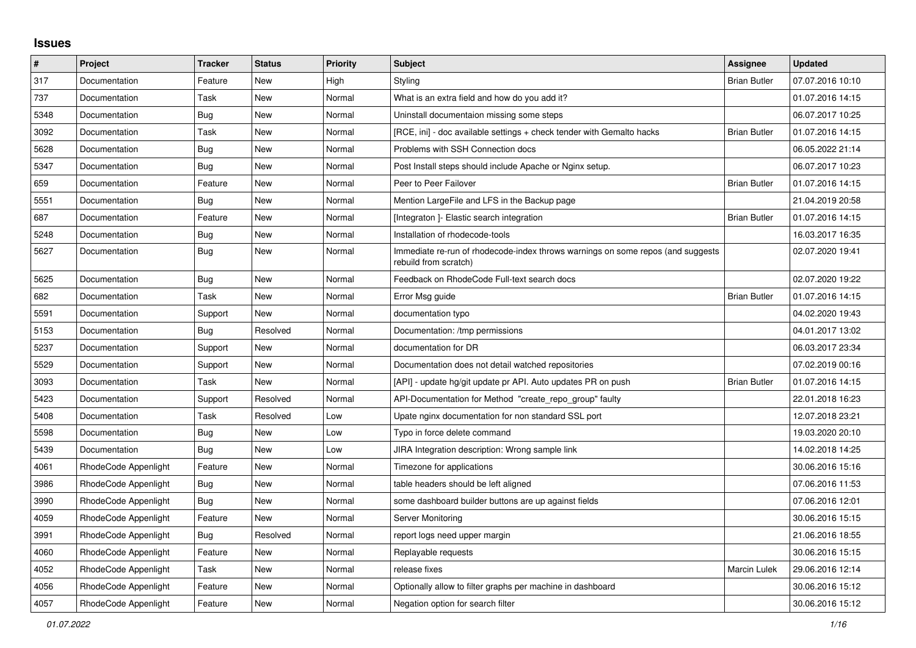## Issues

| # | Project | Tracker | Status | Priority | Subject | Assignee | Updated |
|---|---|---|---|---|---|---|---|
| 317 | Documentation | Feature | New | High | Styling | Brian Butler | 07.07.2016 10:10 |
| 737 | Documentation | Task | New | Normal | What is an extra field and how do you add it? | | 01.07.2016 14:15 |
| 5348 | Documentation | Bug | New | Normal | Uninstall documentaion missing some steps | | 06.07.2017 10:25 |
| 3092 | Documentation | Task | New | Normal | [RCE, ini] - doc available settings + check tender with Gemalto hacks | Brian Butler | 01.07.2016 14:15 |
| 5628 | Documentation | Bug | New | Normal | Problems with SSH Connection docs | | 06.05.2022 21:14 |
| 5347 | Documentation | Bug | New | Normal | Post Install steps should include Apache or Nginx setup. | | 06.07.2017 10:23 |
| 659 | Documentation | Feature | New | Normal | Peer to Peer Failover | Brian Butler | 01.07.2016 14:15 |
| 5551 | Documentation | Bug | New | Normal | Mention LargeFile and LFS in the Backup page | | 21.04.2019 20:58 |
| 687 | Documentation | Feature | New | Normal | [Integraton ]- Elastic search integration | Brian Butler | 01.07.2016 14:15 |
| 5248 | Documentation | Bug | New | Normal | Installation of rhodecode-tools | | 16.03.2017 16:35 |
| 5627 | Documentation | Bug | New | Normal | Immediate re-run of rhodecode-index throws warnings on some repos (and suggests rebuild from scratch) | | 02.07.2020 19:41 |
| 5625 | Documentation | Bug | New | Normal | Feedback on RhodeCode Full-text search docs | | 02.07.2020 19:22 |
| 682 | Documentation | Task | New | Normal | Error Msg guide | Brian Butler | 01.07.2016 14:15 |
| 5591 | Documentation | Support | New | Normal | documentation typo | | 04.02.2020 19:43 |
| 5153 | Documentation | Bug | Resolved | Normal | Documentation: /tmp permissions | | 04.01.2017 13:02 |
| 5237 | Documentation | Support | New | Normal | documentation for DR | | 06.03.2017 23:34 |
| 5529 | Documentation | Support | New | Normal | Documentation does not detail watched repositories | | 07.02.2019 00:16 |
| 3093 | Documentation | Task | New | Normal | [API] - update hg/git update pr API. Auto updates PR on push | Brian Butler | 01.07.2016 14:15 |
| 5423 | Documentation | Support | Resolved | Normal | API-Documentation for Method "create_repo_group" faulty | | 22.01.2018 16:23 |
| 5408 | Documentation | Task | Resolved | Low | Upate nginx documentation for non standard SSL port | | 12.07.2018 23:21 |
| 5598 | Documentation | Bug | New | Low | Typo in force delete command | | 19.03.2020 20:10 |
| 5439 | Documentation | Bug | New | Low | JIRA Integration description: Wrong sample link | | 14.02.2018 14:25 |
| 4061 | RhodeCode Appenlight | Feature | New | Normal | Timezone for applications | | 30.06.2016 15:16 |
| 3986 | RhodeCode Appenlight | Bug | New | Normal | table headers should be left aligned | | 07.06.2016 11:53 |
| 3990 | RhodeCode Appenlight | Bug | New | Normal | some dashboard builder buttons are up against fields | | 07.06.2016 12:01 |
| 4059 | RhodeCode Appenlight | Feature | New | Normal | Server Monitoring | | 30.06.2016 15:15 |
| 3991 | RhodeCode Appenlight | Bug | Resolved | Normal | report logs need upper margin | | 21.06.2016 18:55 |
| 4060 | RhodeCode Appenlight | Feature | New | Normal | Replayable requests | | 30.06.2016 15:15 |
| 4052 | RhodeCode Appenlight | Task | New | Normal | release fixes | Marcin Lulek | 29.06.2016 12:14 |
| 4056 | RhodeCode Appenlight | Feature | New | Normal | Optionally allow to filter graphs per machine in dashboard | | 30.06.2016 15:12 |
| 4057 | RhodeCode Appenlight | Feature | New | Normal | Negation option for search filter | | 30.06.2016 15:12 |

*01.07.2022*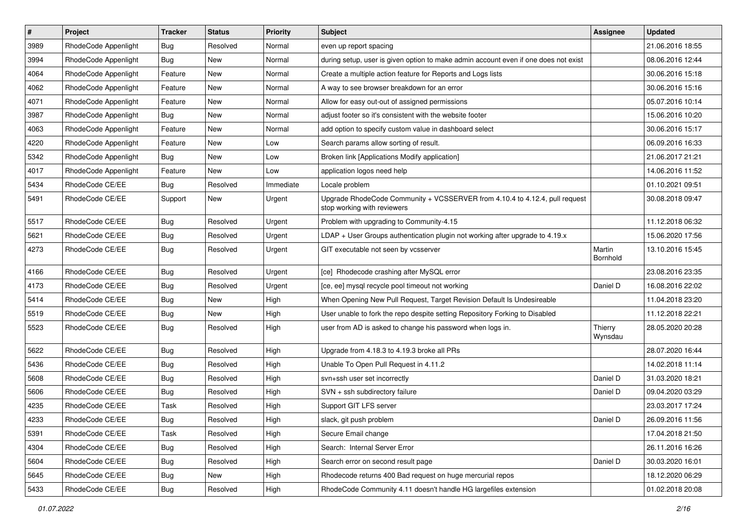| # | Project | Tracker | Status | Priority | Subject | Assignee | Updated |
|---|---|---|---|---|---|---|---|
| 3989 | RhodeCode Appenlight | Bug | Resolved | Normal | even up report spacing | | 21.06.2016 18:55 |
| 3994 | RhodeCode Appenlight | Bug | New | Normal | during setup, user is given option to make admin account even if one does not exist | | 08.06.2016 12:44 |
| 4064 | RhodeCode Appenlight | Feature | New | Normal | Create a multiple action feature for Reports and Logs lists | | 30.06.2016 15:18 |
| 4062 | RhodeCode Appenlight | Feature | New | Normal | A way to see browser breakdown for an error | | 30.06.2016 15:16 |
| 4071 | RhodeCode Appenlight | Feature | New | Normal | Allow for easy out-out of assigned permissions | | 05.07.2016 10:14 |
| 3987 | RhodeCode Appenlight | Bug | New | Normal | adjust footer so it's consistent with the website footer | | 15.06.2016 10:20 |
| 4063 | RhodeCode Appenlight | Feature | New | Normal | add option to specify custom value in dashboard select | | 30.06.2016 15:17 |
| 4220 | RhodeCode Appenlight | Feature | New | Low | Search params allow sorting of result. | | 06.09.2016 16:33 |
| 5342 | RhodeCode Appenlight | Bug | New | Low | Broken link [Applications Modify application] | | 21.06.2017 21:21 |
| 4017 | RhodeCode Appenlight | Feature | New | Low | application logos need help | | 14.06.2016 11:52 |
| 5434 | RhodeCode CE/EE | Bug | Resolved | Immediate | Locale problem | | 01.10.2021 09:51 |
| 5491 | RhodeCode CE/EE | Support | New | Urgent | Upgrade RhodeCode Community + VCSSERVER from 4.10.4 to 4.12.4, pull request stop working with reviewers | | 30.08.2018 09:47 |
| 5517 | RhodeCode CE/EE | Bug | Resolved | Urgent | Problem with upgrading to Community-4.15 | | 11.12.2018 06:32 |
| 5621 | RhodeCode CE/EE | Bug | Resolved | Urgent | LDAP + User Groups authentication plugin not working after upgrade to 4.19.x | | 15.06.2020 17:56 |
| 4273 | RhodeCode CE/EE | Bug | Resolved | Urgent | GIT executable not seen by vcsserver | Martin Bornhold | 13.10.2016 15:45 |
| 4166 | RhodeCode CE/EE | Bug | Resolved | Urgent | [ce] Rhodecode crashing after MySQL error | | 23.08.2016 23:35 |
| 4173 | RhodeCode CE/EE | Bug | Resolved | Urgent | [ce, ee] mysql recycle pool timeout not working | Daniel D | 16.08.2016 22:02 |
| 5414 | RhodeCode CE/EE | Bug | New | High | When Opening New Pull Request, Target Revision Default Is Undesireable | | 11.04.2018 23:20 |
| 5519 | RhodeCode CE/EE | Bug | New | High | User unable to fork the repo despite setting Repository Forking to Disabled | | 11.12.2018 22:21 |
| 5523 | RhodeCode CE/EE | Bug | Resolved | High | user from AD is asked to change his password when logs in. | Thierry Wynsdau | 28.05.2020 20:28 |
| 5622 | RhodeCode CE/EE | Bug | Resolved | High | Upgrade from 4.18.3 to 4.19.3 broke all PRs | | 28.07.2020 16:44 |
| 5436 | RhodeCode CE/EE | Bug | Resolved | High | Unable To Open Pull Request in 4.11.2 | | 14.02.2018 11:14 |
| 5608 | RhodeCode CE/EE | Bug | Resolved | High | svn+ssh user set incorrectly | Daniel D | 31.03.2020 18:21 |
| 5606 | RhodeCode CE/EE | Bug | Resolved | High | SVN + ssh subdirectory failure | Daniel D | 09.04.2020 03:29 |
| 4235 | RhodeCode CE/EE | Task | Resolved | High | Support GIT LFS server | | 23.03.2017 17:24 |
| 4233 | RhodeCode CE/EE | Bug | Resolved | High | slack, git push problem | Daniel D | 26.09.2016 11:56 |
| 5391 | RhodeCode CE/EE | Task | Resolved | High | Secure Email change | | 17.04.2018 21:50 |
| 4304 | RhodeCode CE/EE | Bug | Resolved | High | Search: Internal Server Error | | 26.11.2016 16:26 |
| 5604 | RhodeCode CE/EE | Bug | Resolved | High | Search error on second result page | Daniel D | 30.03.2020 16:01 |
| 5645 | RhodeCode CE/EE | Bug | New | High | Rhodecode returns 400 Bad request on huge mercurial repos | | 18.12.2020 06:29 |
| 5433 | RhodeCode CE/EE | Bug | Resolved | High | RhodeCode Community 4.11 doesn't handle HG largefiles extension | | 01.02.2018 20:08 |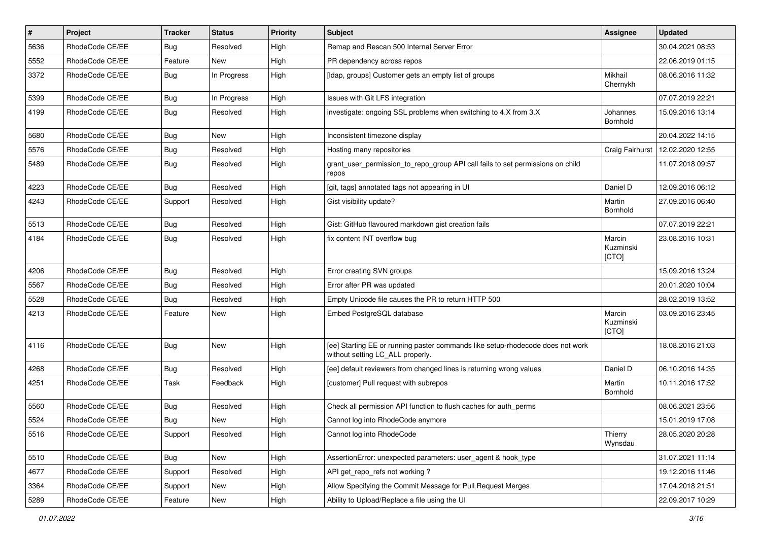| # | Project | Tracker | Status | Priority | Subject | Assignee | Updated |
|---|---|---|---|---|---|---|---|
| 5636 | RhodeCode CE/EE | Bug | Resolved | High | Remap and Rescan 500 Internal Server Error | | 30.04.2021 08:53 |
| 5552 | RhodeCode CE/EE | Feature | New | High | PR dependency across repos | | 22.06.2019 01:15 |
| 3372 | RhodeCode CE/EE | Bug | In Progress | High | [ldap, groups] Customer gets an empty list of groups | Mikhail Chernykh | 08.06.2016 11:32 |
| 5399 | RhodeCode CE/EE | Bug | In Progress | High | Issues with Git LFS integration | | 07.07.2019 22:21 |
| 4199 | RhodeCode CE/EE | Bug | Resolved | High | investigate: ongoing SSL problems when switching to 4.X from 3.X | Johannes Bornhold | 15.09.2016 13:14 |
| 5680 | RhodeCode CE/EE | Bug | New | High | Inconsistent timezone display | | 20.04.2022 14:15 |
| 5576 | RhodeCode CE/EE | Bug | Resolved | High | Hosting many repositories | Craig Fairhurst | 12.02.2020 12:55 |
| 5489 | RhodeCode CE/EE | Bug | Resolved | High | grant_user_permission_to_repo_group API call fails to set permissions on child repos | | 11.07.2018 09:57 |
| 4223 | RhodeCode CE/EE | Bug | Resolved | High | [git, tags] annotated tags not appearing in UI | Daniel D | 12.09.2016 06:12 |
| 4243 | RhodeCode CE/EE | Support | Resolved | High | Gist visibility update? | Martin Bornhold | 27.09.2016 06:40 |
| 5513 | RhodeCode CE/EE | Bug | Resolved | High | Gist: GitHub flavoured markdown gist creation fails | | 07.07.2019 22:21 |
| 4184 | RhodeCode CE/EE | Bug | Resolved | High | fix content INT overflow bug | Marcin Kuzminski [CTO] | 23.08.2016 10:31 |
| 4206 | RhodeCode CE/EE | Bug | Resolved | High | Error creating SVN groups | | 15.09.2016 13:24 |
| 5567 | RhodeCode CE/EE | Bug | Resolved | High | Error after PR was updated | | 20.01.2020 10:04 |
| 5528 | RhodeCode CE/EE | Bug | Resolved | High | Empty Unicode file causes the PR to return HTTP 500 | | 28.02.2019 13:52 |
| 4213 | RhodeCode CE/EE | Feature | New | High | Embed PostgreSQL database | Marcin Kuzminski [CTO] | 03.09.2016 23:45 |
| 4116 | RhodeCode CE/EE | Bug | New | High | [ee] Starting EE or running paster commands like setup-rhodecode does not work without setting LC_ALL properly. | | 18.08.2016 21:03 |
| 4268 | RhodeCode CE/EE | Bug | Resolved | High | [ee] default reviewers from changed lines is returning wrong values | Daniel D | 06.10.2016 14:35 |
| 4251 | RhodeCode CE/EE | Task | Feedback | High | [customer] Pull request with subrepos | Martin Bornhold | 10.11.2016 17:52 |
| 5560 | RhodeCode CE/EE | Bug | Resolved | High | Check all permission API function to flush caches for auth_perms | | 08.06.2021 23:56 |
| 5524 | RhodeCode CE/EE | Bug | New | High | Cannot log into RhodeCode anymore | | 15.01.2019 17:08 |
| 5516 | RhodeCode CE/EE | Support | Resolved | High | Cannot log into RhodeCode | Thierry Wynsdau | 28.05.2020 20:28 |
| 5510 | RhodeCode CE/EE | Bug | New | High | AssertionError: unexpected parameters: user_agent & hook_type | | 31.07.2021 11:14 |
| 4677 | RhodeCode CE/EE | Support | Resolved | High | API get_repo_refs not working ? | | 19.12.2016 11:46 |
| 3364 | RhodeCode CE/EE | Support | New | High | Allow Specifying the Commit Message for Pull Request Merges | | 17.04.2018 21:51 |
| 5289 | RhodeCode CE/EE | Feature | New | High | Ability to Upload/Replace a file using the UI | | 22.09.2017 10:29 |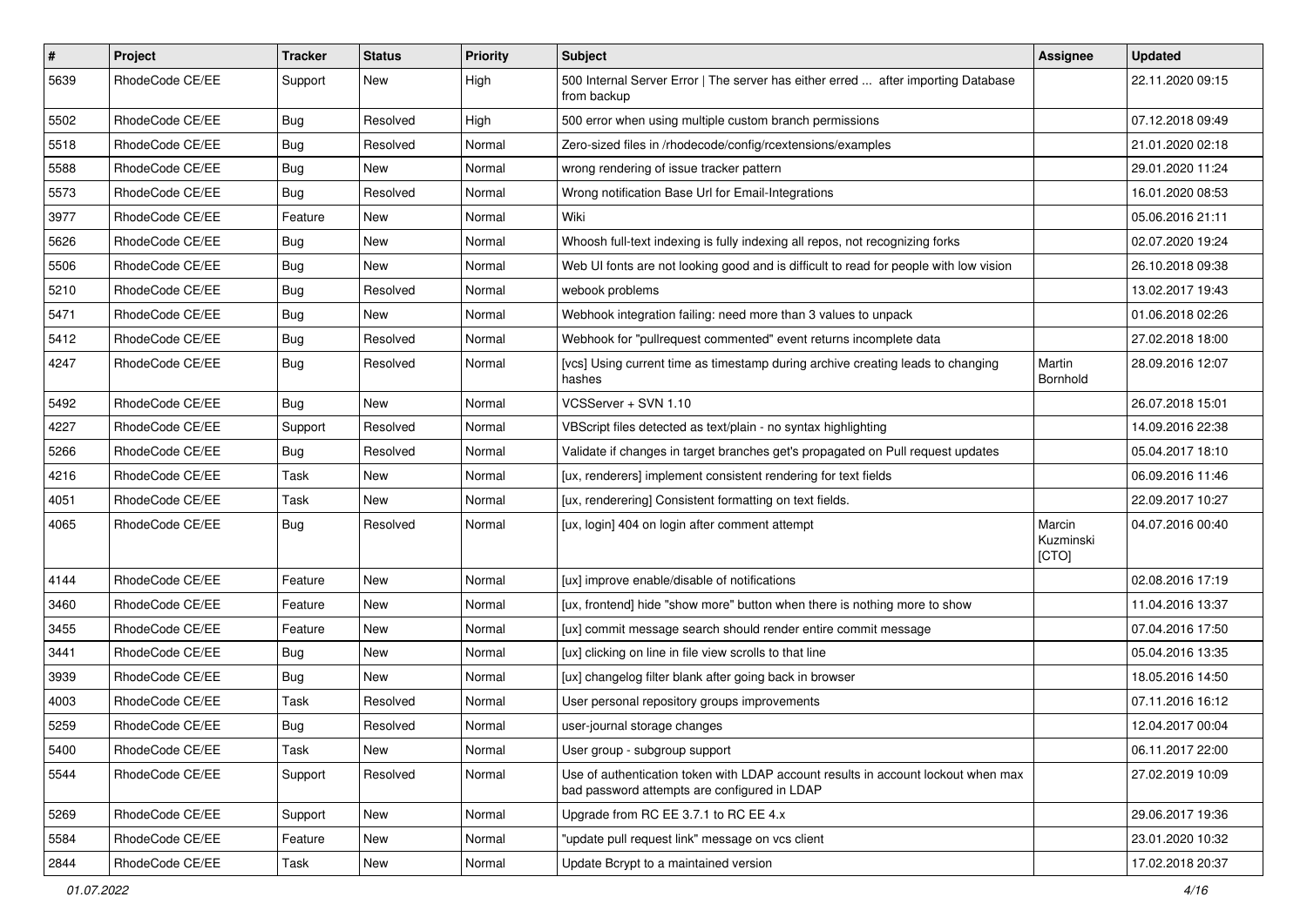| # | Project | Tracker | Status | Priority | Subject | Assignee | Updated |
|---|---|---|---|---|---|---|---|
| 5639 | RhodeCode CE/EE | Support | New | High | 500 Internal Server Error \| The server has either erred ... after importing Database from backup | | 22.11.2020 09:15 |
| 5502 | RhodeCode CE/EE | Bug | Resolved | High | 500 error when using multiple custom branch permissions | | 07.12.2018 09:49 |
| 5518 | RhodeCode CE/EE | Bug | Resolved | Normal | Zero-sized files in /rhodecode/config/rcextensions/examples | | 21.01.2020 02:18 |
| 5588 | RhodeCode CE/EE | Bug | New | Normal | wrong rendering of issue tracker pattern | | 29.01.2020 11:24 |
| 5573 | RhodeCode CE/EE | Bug | Resolved | Normal | Wrong notification Base Url for Email-Integrations | | 16.01.2020 08:53 |
| 3977 | RhodeCode CE/EE | Feature | New | Normal | Wiki | | 05.06.2016 21:11 |
| 5626 | RhodeCode CE/EE | Bug | New | Normal | Whoosh full-text indexing is fully indexing all repos, not recognizing forks | | 02.07.2020 19:24 |
| 5506 | RhodeCode CE/EE | Bug | New | Normal | Web UI fonts are not looking good and is difficult to read for people with low vision | | 26.10.2018 09:38 |
| 5210 | RhodeCode CE/EE | Bug | Resolved | Normal | webook problems | | 13.02.2017 19:43 |
| 5471 | RhodeCode CE/EE | Bug | New | Normal | Webhook integration failing: need more than 3 values to unpack | | 01.06.2018 02:26 |
| 5412 | RhodeCode CE/EE | Bug | Resolved | Normal | Webhook for "pullrequest commented" event returns incomplete data | | 27.02.2018 18:00 |
| 4247 | RhodeCode CE/EE | Bug | Resolved | Normal | [vcs] Using current time as timestamp during archive creating leads to changing hashes | Martin Bornhold | 28.09.2016 12:07 |
| 5492 | RhodeCode CE/EE | Bug | New | Normal | VCSServer + SVN 1.10 | | 26.07.2018 15:01 |
| 4227 | RhodeCode CE/EE | Support | Resolved | Normal | VBScript files detected as text/plain - no syntax highlighting | | 14.09.2016 22:38 |
| 5266 | RhodeCode CE/EE | Bug | Resolved | Normal | Validate if changes in target branches get's propagated on Pull request updates | | 05.04.2017 18:10 |
| 4216 | RhodeCode CE/EE | Task | New | Normal | [ux, renderers] implement consistent rendering for text fields | | 06.09.2016 11:46 |
| 4051 | RhodeCode CE/EE | Task | New | Normal | [ux, renderering] Consistent formatting on text fields. | | 22.09.2017 10:27 |
| 4065 | RhodeCode CE/EE | Bug | Resolved | Normal | [ux, login] 404 on login after comment attempt | Marcin Kuzminski [CTO] | 04.07.2016 00:40 |
| 4144 | RhodeCode CE/EE | Feature | New | Normal | [ux] improve enable/disable of notifications | | 02.08.2016 17:19 |
| 3460 | RhodeCode CE/EE | Feature | New | Normal | [ux, frontend] hide "show more" button when there is nothing more to show | | 11.04.2016 13:37 |
| 3455 | RhodeCode CE/EE | Feature | New | Normal | [ux] commit message search should render entire commit message | | 07.04.2016 17:50 |
| 3441 | RhodeCode CE/EE | Bug | New | Normal | [ux] clicking on line in file view scrolls to that line | | 05.04.2016 13:35 |
| 3939 | RhodeCode CE/EE | Bug | New | Normal | [ux] changelog filter blank after going back in browser | | 18.05.2016 14:50 |
| 4003 | RhodeCode CE/EE | Task | Resolved | Normal | User personal repository groups improvements | | 07.11.2016 16:12 |
| 5259 | RhodeCode CE/EE | Bug | Resolved | Normal | user-journal storage changes | | 12.04.2017 00:04 |
| 5400 | RhodeCode CE/EE | Task | New | Normal | User group - subgroup support | | 06.11.2017 22:00 |
| 5544 | RhodeCode CE/EE | Support | Resolved | Normal | Use of authentication token with LDAP account results in account lockout when max bad password attempts are configured in LDAP | | 27.02.2019 10:09 |
| 5269 | RhodeCode CE/EE | Support | New | Normal | Upgrade from RC EE 3.7.1 to RC EE 4.x | | 29.06.2017 19:36 |
| 5584 | RhodeCode CE/EE | Feature | New | Normal | "update pull request link" message on vcs client | | 23.01.2020 10:32 |
| 2844 | RhodeCode CE/EE | Task | New | Normal | Update Bcrypt to a maintained version | | 17.02.2018 20:37 |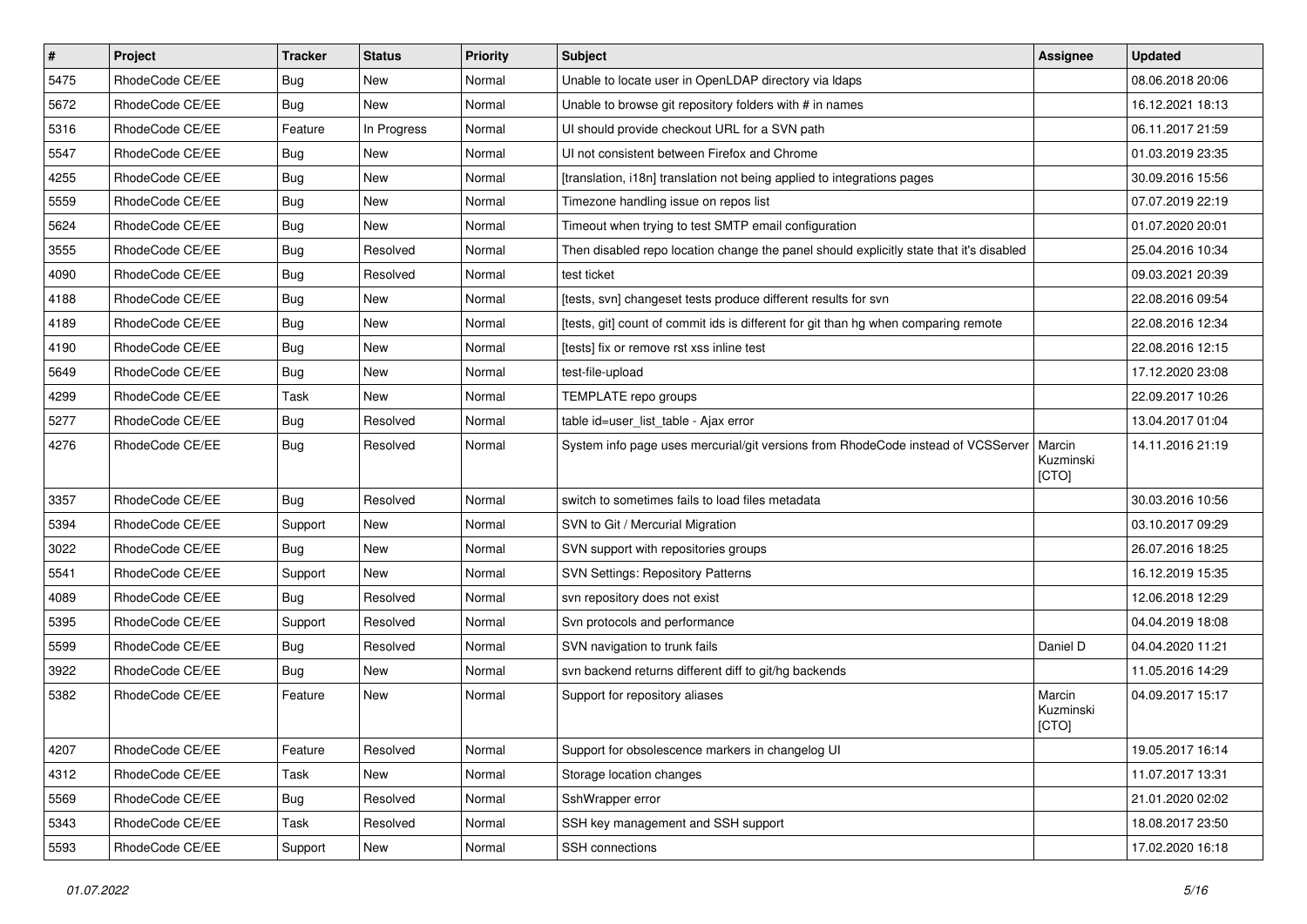| # | Project | Tracker | Status | Priority | Subject | Assignee | Updated |
|---|---|---|---|---|---|---|---|
| 5475 | RhodeCode CE/EE | Bug | New | Normal | Unable to locate user in OpenLDAP directory via ldaps | | 08.06.2018 20:06 |
| 5672 | RhodeCode CE/EE | Bug | New | Normal | Unable to browse git repository folders with # in names | | 16.12.2021 18:13 |
| 5316 | RhodeCode CE/EE | Feature | In Progress | Normal | UI should provide checkout URL for a SVN path | | 06.11.2017 21:59 |
| 5547 | RhodeCode CE/EE | Bug | New | Normal | UI not consistent between Firefox and Chrome | | 01.03.2019 23:35 |
| 4255 | RhodeCode CE/EE | Bug | New | Normal | [translation, i18n] translation not being applied to integrations pages | | 30.09.2016 15:56 |
| 5559 | RhodeCode CE/EE | Bug | New | Normal | Timezone handling issue on repos list | | 07.07.2019 22:19 |
| 5624 | RhodeCode CE/EE | Bug | New | Normal | Timeout when trying to test SMTP email configuration | | 01.07.2020 20:01 |
| 3555 | RhodeCode CE/EE | Bug | Resolved | Normal | Then disabled repo location change the panel should explicitly state that it's disabled | | 25.04.2016 10:34 |
| 4090 | RhodeCode CE/EE | Bug | Resolved | Normal | test ticket | | 09.03.2021 20:39 |
| 4188 | RhodeCode CE/EE | Bug | New | Normal | [tests, svn] changeset tests produce different results for svn | | 22.08.2016 09:54 |
| 4189 | RhodeCode CE/EE | Bug | New | Normal | [tests, git] count of commit ids is different for git than hg when comparing remote | | 22.08.2016 12:34 |
| 4190 | RhodeCode CE/EE | Bug | New | Normal | [tests] fix or remove rst xss inline test | | 22.08.2016 12:15 |
| 5649 | RhodeCode CE/EE | Bug | New | Normal | test-file-upload | | 17.12.2020 23:08 |
| 4299 | RhodeCode CE/EE | Task | New | Normal | TEMPLATE repo groups | | 22.09.2017 10:26 |
| 5277 | RhodeCode CE/EE | Bug | Resolved | Normal | table id=user_list_table - Ajax error | | 13.04.2017 01:04 |
| 4276 | RhodeCode CE/EE | Bug | Resolved | Normal | System info page uses mercurial/git versions from RhodeCode instead of VCSServer | Marcin Kuzminski [CTO] | 14.11.2016 21:19 |
| 3357 | RhodeCode CE/EE | Bug | Resolved | Normal | switch to sometimes fails to load files metadata | | 30.03.2016 10:56 |
| 5394 | RhodeCode CE/EE | Support | New | Normal | SVN to Git / Mercurial Migration | | 03.10.2017 09:29 |
| 3022 | RhodeCode CE/EE | Bug | New | Normal | SVN support with repositories groups | | 26.07.2016 18:25 |
| 5541 | RhodeCode CE/EE | Support | New | Normal | SVN Settings: Repository Patterns | | 16.12.2019 15:35 |
| 4089 | RhodeCode CE/EE | Bug | Resolved | Normal | svn repository does not exist | | 12.06.2018 12:29 |
| 5395 | RhodeCode CE/EE | Support | Resolved | Normal | Svn protocols and performance | | 04.04.2019 18:08 |
| 5599 | RhodeCode CE/EE | Bug | Resolved | Normal | SVN navigation to trunk fails | Daniel D | 04.04.2020 11:21 |
| 3922 | RhodeCode CE/EE | Bug | New | Normal | svn backend returns different diff to git/hg backends | | 11.05.2016 14:29 |
| 5382 | RhodeCode CE/EE | Feature | New | Normal | Support for repository aliases | Marcin Kuzminski [CTO] | 04.09.2017 15:17 |
| 4207 | RhodeCode CE/EE | Feature | Resolved | Normal | Support for obsolescence markers in changelog UI | | 19.05.2017 16:14 |
| 4312 | RhodeCode CE/EE | Task | New | Normal | Storage location changes | | 11.07.2017 13:31 |
| 5569 | RhodeCode CE/EE | Bug | Resolved | Normal | SshWrapper error | | 21.01.2020 02:02 |
| 5343 | RhodeCode CE/EE | Task | Resolved | Normal | SSH key management and SSH support | | 18.08.2017 23:50 |
| 5593 | RhodeCode CE/EE | Support | New | Normal | SSH connections | | 17.02.2020 16:18 |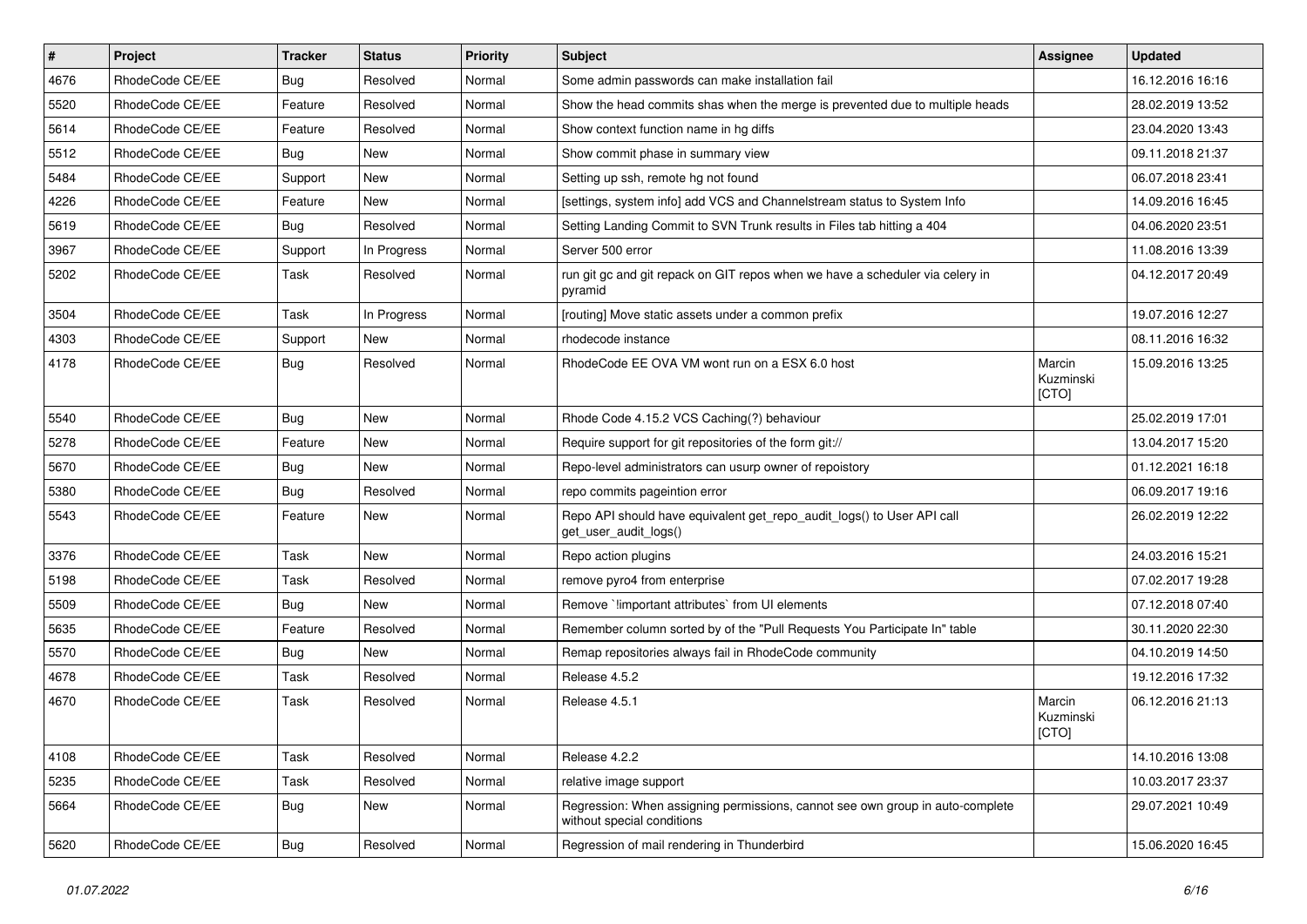| # | Project | Tracker | Status | Priority | Subject | Assignee | Updated |
|---|---|---|---|---|---|---|---|
| 4676 | RhodeCode CE/EE | Bug | Resolved | Normal | Some admin passwords can make installation fail | | 16.12.2016 16:16 |
| 5520 | RhodeCode CE/EE | Feature | Resolved | Normal | Show the head commits shas when the merge is prevented due to multiple heads | | 28.02.2019 13:52 |
| 5614 | RhodeCode CE/EE | Feature | Resolved | Normal | Show context function name in hg diffs | | 23.04.2020 13:43 |
| 5512 | RhodeCode CE/EE | Bug | New | Normal | Show commit phase in summary view | | 09.11.2018 21:37 |
| 5484 | RhodeCode CE/EE | Support | New | Normal | Setting up ssh, remote hg not found | | 06.07.2018 23:41 |
| 4226 | RhodeCode CE/EE | Feature | New | Normal | [settings, system info] add VCS and Channelstream status to System Info | | 14.09.2016 16:45 |
| 5619 | RhodeCode CE/EE | Bug | Resolved | Normal | Setting Landing Commit to SVN Trunk results in Files tab hitting a 404 | | 04.06.2020 23:51 |
| 3967 | RhodeCode CE/EE | Support | In Progress | Normal | Server 500 error | | 11.08.2016 13:39 |
| 5202 | RhodeCode CE/EE | Task | Resolved | Normal | run git gc and git repack on GIT repos when we have a scheduler via celery in pyramid | | 04.12.2017 20:49 |
| 3504 | RhodeCode CE/EE | Task | In Progress | Normal | [routing] Move static assets under a common prefix | | 19.07.2016 12:27 |
| 4303 | RhodeCode CE/EE | Support | New | Normal | rhodecode instance | | 08.11.2016 16:32 |
| 4178 | RhodeCode CE/EE | Bug | Resolved | Normal | RhodeCode EE OVA VM wont run on a ESX 6.0 host | Marcin Kuzminski [CTO] | 15.09.2016 13:25 |
| 5540 | RhodeCode CE/EE | Bug | New | Normal | Rhode Code 4.15.2 VCS Caching(?) behaviour | | 25.02.2019 17:01 |
| 5278 | RhodeCode CE/EE | Feature | New | Normal | Require support for git repositories of the form git:// | | 13.04.2017 15:20 |
| 5670 | RhodeCode CE/EE | Bug | New | Normal | Repo-level administrators can usurp owner of repoistory | | 01.12.2021 16:18 |
| 5380 | RhodeCode CE/EE | Bug | Resolved | Normal | repo commits pageintion error | | 06.09.2017 19:16 |
| 5543 | RhodeCode CE/EE | Feature | New | Normal | Repo API should have equivalent get_repo_audit_logs() to User API call get_user_audit_logs() | | 26.02.2019 12:22 |
| 3376 | RhodeCode CE/EE | Task | New | Normal | Repo action plugins | | 24.03.2016 15:21 |
| 5198 | RhodeCode CE/EE | Task | Resolved | Normal | remove pyro4 from enterprise | | 07.02.2017 19:28 |
| 5509 | RhodeCode CE/EE | Bug | New | Normal | Remove `!important attributes` from UI elements | | 07.12.2018 07:40 |
| 5635 | RhodeCode CE/EE | Feature | Resolved | Normal | Remember column sorted by of the "Pull Requests You Participate In" table | | 30.11.2020 22:30 |
| 5570 | RhodeCode CE/EE | Bug | New | Normal | Remap repositories always fail in RhodeCode community | | 04.10.2019 14:50 |
| 4678 | RhodeCode CE/EE | Task | Resolved | Normal | Release 4.5.2 | | 19.12.2016 17:32 |
| 4670 | RhodeCode CE/EE | Task | Resolved | Normal | Release 4.5.1 | Marcin Kuzminski [CTO] | 06.12.2016 21:13 |
| 4108 | RhodeCode CE/EE | Task | Resolved | Normal | Release 4.2.2 | | 14.10.2016 13:08 |
| 5235 | RhodeCode CE/EE | Task | Resolved | Normal | relative image support | | 10.03.2017 23:37 |
| 5664 | RhodeCode CE/EE | Bug | New | Normal | Regression: When assigning permissions, cannot see own group in auto-complete without special conditions | | 29.07.2021 10:49 |
| 5620 | RhodeCode CE/EE | Bug | Resolved | Normal | Regression of mail rendering in Thunderbird | | 15.06.2020 16:45 |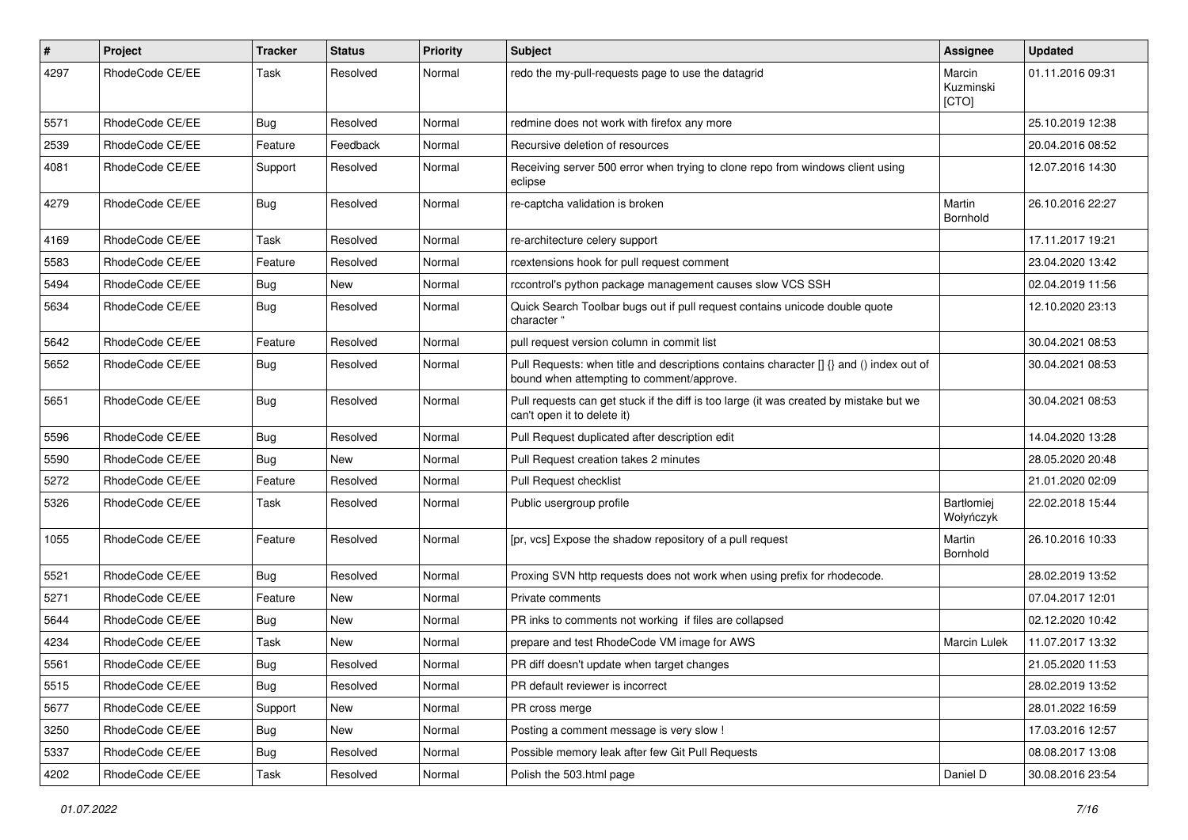| # | Project | Tracker | Status | Priority | Subject | Assignee | Updated |
|---|---|---|---|---|---|---|---|
| 4297 | RhodeCode CE/EE | Task | Resolved | Normal | redo the my-pull-requests page to use the datagrid | Marcin Kuzminski [CTO] | 01.11.2016 09:31 |
| 5571 | RhodeCode CE/EE | Bug | Resolved | Normal | redmine does not work with firefox any more | | 25.10.2019 12:38 |
| 2539 | RhodeCode CE/EE | Feature | Feedback | Normal | Recursive deletion of resources | | 20.04.2016 08:52 |
| 4081 | RhodeCode CE/EE | Support | Resolved | Normal | Receiving server 500 error when trying to clone repo from windows client using eclipse | | 12.07.2016 14:30 |
| 4279 | RhodeCode CE/EE | Bug | Resolved | Normal | re-captcha validation is broken | Martin Bornhold | 26.10.2016 22:27 |
| 4169 | RhodeCode CE/EE | Task | Resolved | Normal | re-architecture celery support | | 17.11.2017 19:21 |
| 5583 | RhodeCode CE/EE | Feature | Resolved | Normal | rcextensions hook for pull request comment | | 23.04.2020 13:42 |
| 5494 | RhodeCode CE/EE | Bug | New | Normal | rccontrol's python package management causes slow VCS SSH | | 02.04.2019 11:56 |
| 5634 | RhodeCode CE/EE | Bug | Resolved | Normal | Quick Search Toolbar bugs out if pull request contains unicode double quote character " | | 12.10.2020 23:13 |
| 5642 | RhodeCode CE/EE | Feature | Resolved | Normal | pull request version column in commit list | | 30.04.2021 08:53 |
| 5652 | RhodeCode CE/EE | Bug | Resolved | Normal | Pull Requests: when title and descriptions contains character [] {} and () index out of bound when attempting to comment/approve. | | 30.04.2021 08:53 |
| 5651 | RhodeCode CE/EE | Bug | Resolved | Normal | Pull requests can get stuck if the diff is too large (it was created by mistake but we can't open it to delete it) | | 30.04.2021 08:53 |
| 5596 | RhodeCode CE/EE | Bug | Resolved | Normal | Pull Request duplicated after description edit | | 14.04.2020 13:28 |
| 5590 | RhodeCode CE/EE | Bug | New | Normal | Pull Request creation takes 2 minutes | | 28.05.2020 20:48 |
| 5272 | RhodeCode CE/EE | Feature | Resolved | Normal | Pull Request checklist | | 21.01.2020 02:09 |
| 5326 | RhodeCode CE/EE | Task | Resolved | Normal | Public usergroup profile | Bartłomiej Wołyńczyk | 22.02.2018 15:44 |
| 1055 | RhodeCode CE/EE | Feature | Resolved | Normal | [pr, vcs] Expose the shadow repository of a pull request | Martin Bornhold | 26.10.2016 10:33 |
| 5521 | RhodeCode CE/EE | Bug | Resolved | Normal | Proxing SVN http requests does not work when using prefix for rhodecode. | | 28.02.2019 13:52 |
| 5271 | RhodeCode CE/EE | Feature | New | Normal | Private comments | | 07.04.2017 12:01 |
| 5644 | RhodeCode CE/EE | Bug | New | Normal | PR inks to comments not working if files are collapsed | | 02.12.2020 10:42 |
| 4234 | RhodeCode CE/EE | Task | New | Normal | prepare and test RhodeCode VM image for AWS | Marcin Lulek | 11.07.2017 13:32 |
| 5561 | RhodeCode CE/EE | Bug | Resolved | Normal | PR diff doesn't update when target changes | | 21.05.2020 11:53 |
| 5515 | RhodeCode CE/EE | Bug | Resolved | Normal | PR default reviewer is incorrect | | 28.02.2019 13:52 |
| 5677 | RhodeCode CE/EE | Support | New | Normal | PR cross merge | | 28.01.2022 16:59 |
| 3250 | RhodeCode CE/EE | Bug | New | Normal | Posting a comment message is very slow ! | | 17.03.2016 12:57 |
| 5337 | RhodeCode CE/EE | Bug | Resolved | Normal | Possible memory leak after few Git Pull Requests | | 08.08.2017 13:08 |
| 4202 | RhodeCode CE/EE | Task | Resolved | Normal | Polish the 503.html page | Daniel D | 30.08.2016 23:54 |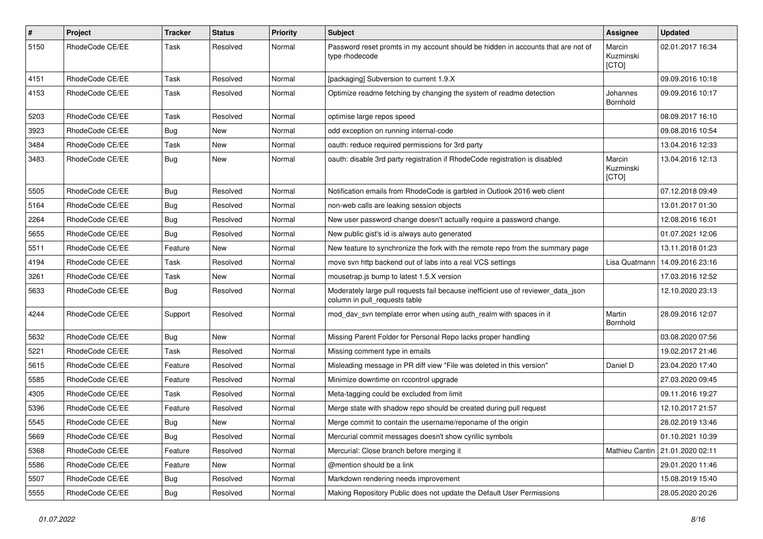| # | Project | Tracker | Status | Priority | Subject | Assignee | Updated |
|---|---|---|---|---|---|---|---|
| 5150 | RhodeCode CE/EE | Task | Resolved | Normal | Password reset promts in my account should be hidden in accounts that are not of type rhodecode | Marcin Kuzminski [CTO] | 02.01.2017 16:34 |
| 4151 | RhodeCode CE/EE | Task | Resolved | Normal | [packaging] Subversion to current 1.9.X | | 09.09.2016 10:18 |
| 4153 | RhodeCode CE/EE | Task | Resolved | Normal | Optimize readme fetching by changing the system of readme detection | Johannes Bornhold | 09.09.2016 10:17 |
| 5203 | RhodeCode CE/EE | Task | Resolved | Normal | optimise large repos speed | | 08.09.2017 16:10 |
| 3923 | RhodeCode CE/EE | Bug | New | Normal | odd exception on running internal-code | | 09.08.2016 10:54 |
| 3484 | RhodeCode CE/EE | Task | New | Normal | oauth: reduce required permissions for 3rd party | | 13.04.2016 12:33 |
| 3483 | RhodeCode CE/EE | Bug | New | Normal | oauth: disable 3rd party registration if RhodeCode registration is disabled | Marcin Kuzminski [CTO] | 13.04.2016 12:13 |
| 5505 | RhodeCode CE/EE | Bug | Resolved | Normal | Notification emails from RhodeCode is garbled in Outlook 2016 web client | | 07.12.2018 09:49 |
| 5164 | RhodeCode CE/EE | Bug | Resolved | Normal | non-web calls are leaking session objects | | 13.01.2017 01:30 |
| 2264 | RhodeCode CE/EE | Bug | Resolved | Normal | New user password change doesn't actually require a password change. | | 12.08.2016 16:01 |
| 5655 | RhodeCode CE/EE | Bug | Resolved | Normal | New public gist's id is always auto generated | | 01.07.2021 12:06 |
| 5511 | RhodeCode CE/EE | Feature | New | Normal | New feature to synchronize the fork with the remote repo from the summary page | | 13.11.2018 01:23 |
| 4194 | RhodeCode CE/EE | Task | Resolved | Normal | move svn http backend out of labs into a real VCS settings | Lisa Quatmann | 14.09.2016 23:16 |
| 3261 | RhodeCode CE/EE | Task | New | Normal | mousetrap.js bump to latest 1.5.X version | | 17.03.2016 12:52 |
| 5633 | RhodeCode CE/EE | Bug | Resolved | Normal | Moderately large pull requests fail because inefficient use of reviewer_data_json column in pull_requests table | | 12.10.2020 23:13 |
| 4244 | RhodeCode CE/EE | Support | Resolved | Normal | mod_dav_svn template error when using auth_realm with spaces in it | Martin Bornhold | 28.09.2016 12:07 |
| 5632 | RhodeCode CE/EE | Bug | New | Normal | Missing Parent Folder for Personal Repo lacks proper handling | | 03.08.2020 07:56 |
| 5221 | RhodeCode CE/EE | Task | Resolved | Normal | Missing comment type in emails | | 19.02.2017 21:46 |
| 5615 | RhodeCode CE/EE | Feature | Resolved | Normal | Misleading message in PR diff view "File was deleted in this version" | Daniel D | 23.04.2020 17:40 |
| 5585 | RhodeCode CE/EE | Feature | Resolved | Normal | Minimize downtime on rccontrol upgrade | | 27.03.2020 09:45 |
| 4305 | RhodeCode CE/EE | Task | Resolved | Normal | Meta-tagging could be excluded from limit | | 09.11.2016 19:27 |
| 5396 | RhodeCode CE/EE | Feature | Resolved | Normal | Merge state with shadow repo should be created during pull request | | 12.10.2017 21:57 |
| 5545 | RhodeCode CE/EE | Bug | New | Normal | Merge commit to contain the username/reponame of the origin | | 28.02.2019 13:46 |
| 5669 | RhodeCode CE/EE | Bug | Resolved | Normal | Mercurial commit messages doesn't show cyrillic symbols | | 01.10.2021 10:39 |
| 5368 | RhodeCode CE/EE | Feature | Resolved | Normal | Mercurial: Close branch before merging it | Mathieu Cantin | 21.01.2020 02:11 |
| 5586 | RhodeCode CE/EE | Feature | New | Normal | @mention should be a link | | 29.01.2020 11:46 |
| 5507 | RhodeCode CE/EE | Bug | Resolved | Normal | Markdown rendering needs improvement | | 15.08.2019 15:40 |
| 5555 | RhodeCode CE/EE | Bug | Resolved | Normal | Making Repository Public does not update the Default User Permissions | | 28.05.2020 20:26 |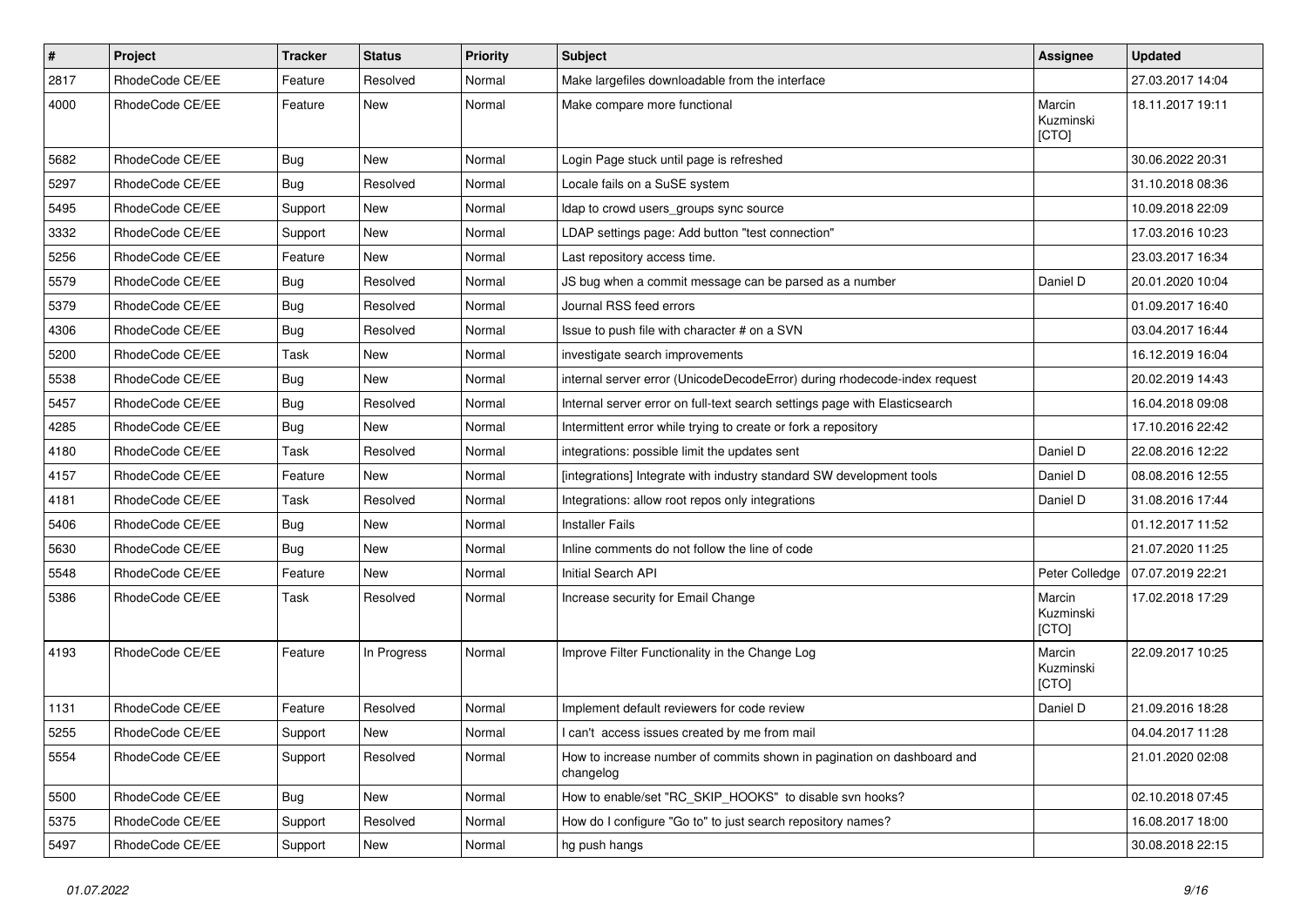| # | Project | Tracker | Status | Priority | Subject | Assignee | Updated |
|---|---|---|---|---|---|---|---|
| 2817 | RhodeCode CE/EE | Feature | Resolved | Normal | Make largefiles downloadable from the interface | | 27.03.2017 14:04 |
| 4000 | RhodeCode CE/EE | Feature | New | Normal | Make compare more functional | Marcin Kuzminski [CTO] | 18.11.2017 19:11 |
| 5682 | RhodeCode CE/EE | Bug | New | Normal | Login Page stuck until page is refreshed | | 30.06.2022 20:31 |
| 5297 | RhodeCode CE/EE | Bug | Resolved | Normal | Locale fails on a SuSE system | | 31.10.2018 08:36 |
| 5495 | RhodeCode CE/EE | Support | New | Normal | ldap to crowd users_groups sync source | | 10.09.2018 22:09 |
| 3332 | RhodeCode CE/EE | Support | New | Normal | LDAP settings page: Add button "test connection" | | 17.03.2016 10:23 |
| 5256 | RhodeCode CE/EE | Feature | New | Normal | Last repository access time. | | 23.03.2017 16:34 |
| 5579 | RhodeCode CE/EE | Bug | Resolved | Normal | JS bug when a commit message can be parsed as a number | Daniel D | 20.01.2020 10:04 |
| 5379 | RhodeCode CE/EE | Bug | Resolved | Normal | Journal RSS feed errors | | 01.09.2017 16:40 |
| 4306 | RhodeCode CE/EE | Bug | Resolved | Normal | Issue to push file with character # on a SVN | | 03.04.2017 16:44 |
| 5200 | RhodeCode CE/EE | Task | New | Normal | investigate search improvements | | 16.12.2019 16:04 |
| 5538 | RhodeCode CE/EE | Bug | New | Normal | internal server error (UnicodeDecodeError) during rhodecode-index request | | 20.02.2019 14:43 |
| 5457 | RhodeCode CE/EE | Bug | Resolved | Normal | Internal server error on full-text search settings page with Elasticsearch | | 16.04.2018 09:08 |
| 4285 | RhodeCode CE/EE | Bug | New | Normal | Intermittent error while trying to create or fork a repository | | 17.10.2016 22:42 |
| 4180 | RhodeCode CE/EE | Task | Resolved | Normal | integrations: possible limit the updates sent | Daniel D | 22.08.2016 12:22 |
| 4157 | RhodeCode CE/EE | Feature | New | Normal | [integrations] Integrate with industry standard SW development tools | Daniel D | 08.08.2016 12:55 |
| 4181 | RhodeCode CE/EE | Task | Resolved | Normal | Integrations: allow root repos only integrations | Daniel D | 31.08.2016 17:44 |
| 5406 | RhodeCode CE/EE | Bug | New | Normal | Installer Fails | | 01.12.2017 11:52 |
| 5630 | RhodeCode CE/EE | Bug | New | Normal | Inline comments do not follow the line of code | | 21.07.2020 11:25 |
| 5548 | RhodeCode CE/EE | Feature | New | Normal | Initial Search API | Peter Colledge | 07.07.2019 22:21 |
| 5386 | RhodeCode CE/EE | Task | Resolved | Normal | Increase security for Email Change | Marcin Kuzminski [CTO] | 17.02.2018 17:29 |
| 4193 | RhodeCode CE/EE | Feature | In Progress | Normal | Improve Filter Functionality in the Change Log | Marcin Kuzminski [CTO] | 22.09.2017 10:25 |
| 1131 | RhodeCode CE/EE | Feature | Resolved | Normal | Implement default reviewers for code review | Daniel D | 21.09.2016 18:28 |
| 5255 | RhodeCode CE/EE | Support | New | Normal | I can't access issues created by me from mail | | 04.04.2017 11:28 |
| 5554 | RhodeCode CE/EE | Support | Resolved | Normal | How to increase number of commits shown in pagination on dashboard and changelog | | 21.01.2020 02:08 |
| 5500 | RhodeCode CE/EE | Bug | New | Normal | How to enable/set "RC_SKIP_HOOKS" to disable svn hooks? | | 02.10.2018 07:45 |
| 5375 | RhodeCode CE/EE | Support | Resolved | Normal | How do I configure "Go to" to just search repository names? | | 16.08.2017 18:00 |
| 5497 | RhodeCode CE/EE | Support | New | Normal | hg push hangs | | 30.08.2018 22:15 |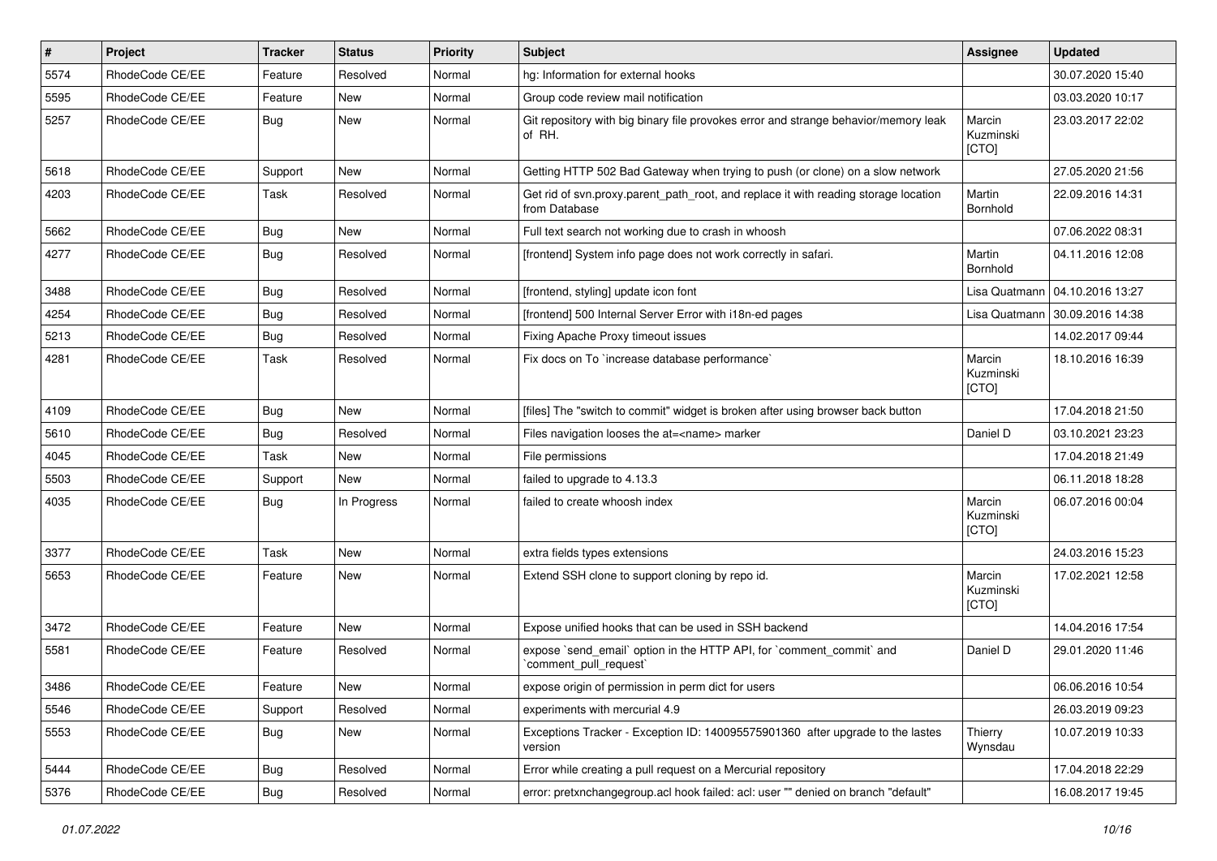| # | Project | Tracker | Status | Priority | Subject | Assignee | Updated |
|---|---|---|---|---|---|---|---|
| 5574 | RhodeCode CE/EE | Feature | Resolved | Normal | hg: Information for external hooks | | 30.07.2020 15:40 |
| 5595 | RhodeCode CE/EE | Feature | New | Normal | Group code review mail notification | | 03.03.2020 10:17 |
| 5257 | RhodeCode CE/EE | Bug | New | Normal | Git repository with big binary file provokes error and strange behavior/memory leak of RH. | Marcin Kuzminski [CTO] | 23.03.2017 22:02 |
| 5618 | RhodeCode CE/EE | Support | New | Normal | Getting HTTP 502 Bad Gateway when trying to push (or clone) on a slow network | | 27.05.2020 21:56 |
| 4203 | RhodeCode CE/EE | Task | Resolved | Normal | Get rid of svn.proxy.parent_path_root, and replace it with reading storage location from Database | Martin Bornhold | 22.09.2016 14:31 |
| 5662 | RhodeCode CE/EE | Bug | New | Normal | Full text search not working due to crash in whoosh | | 07.06.2022 08:31 |
| 4277 | RhodeCode CE/EE | Bug | Resolved | Normal | [frontend] System info page does not work correctly in safari. | Martin Bornhold | 04.11.2016 12:08 |
| 3488 | RhodeCode CE/EE | Bug | Resolved | Normal | [frontend, styling] update icon font | Lisa Quatmann | 04.10.2016 13:27 |
| 4254 | RhodeCode CE/EE | Bug | Resolved | Normal | [frontend] 500 Internal Server Error with i18n-ed pages | Lisa Quatmann | 30.09.2016 14:38 |
| 5213 | RhodeCode CE/EE | Bug | Resolved | Normal | Fixing Apache Proxy timeout issues | | 14.02.2017 09:44 |
| 4281 | RhodeCode CE/EE | Task | Resolved | Normal | Fix docs on To `increase database performance` | Marcin Kuzminski [CTO] | 18.10.2016 16:39 |
| 4109 | RhodeCode CE/EE | Bug | New | Normal | [files] The "switch to commit" widget is broken after using browser back button | | 17.04.2018 21:50 |
| 5610 | RhodeCode CE/EE | Bug | Resolved | Normal | Files navigation looses the at=<name> marker | Daniel D | 03.10.2021 23:23 |
| 4045 | RhodeCode CE/EE | Task | New | Normal | File permissions | | 17.04.2018 21:49 |
| 5503 | RhodeCode CE/EE | Support | New | Normal | failed to upgrade to 4.13.3 | | 06.11.2018 18:28 |
| 4035 | RhodeCode CE/EE | Bug | In Progress | Normal | failed to create whoosh index | Marcin Kuzminski [CTO] | 06.07.2016 00:04 |
| 3377 | RhodeCode CE/EE | Task | New | Normal | extra fields types extensions | | 24.03.2016 15:23 |
| 5653 | RhodeCode CE/EE | Feature | New | Normal | Extend SSH clone to support cloning by repo id. | Marcin Kuzminski [CTO] | 17.02.2021 12:58 |
| 3472 | RhodeCode CE/EE | Feature | New | Normal | Expose unified hooks that can be used in SSH backend | | 14.04.2016 17:54 |
| 5581 | RhodeCode CE/EE | Feature | Resolved | Normal | expose `send_email` option in the HTTP API, for `comment_commit` and `comment_pull_request` | Daniel D | 29.01.2020 11:46 |
| 3486 | RhodeCode CE/EE | Feature | New | Normal | expose origin of permission in perm dict for users | | 06.06.2016 10:54 |
| 5546 | RhodeCode CE/EE | Support | Resolved | Normal | experiments with mercurial 4.9 | | 26.03.2019 09:23 |
| 5553 | RhodeCode CE/EE | Bug | New | Normal | Exceptions Tracker - Exception ID: 140095575901360 after upgrade to the lastes version | Thierry Wynsdau | 10.07.2019 10:33 |
| 5444 | RhodeCode CE/EE | Bug | Resolved | Normal | Error while creating a pull request on a Mercurial repository | | 17.04.2018 22:29 |
| 5376 | RhodeCode CE/EE | Bug | Resolved | Normal | error: pretxnchangegroup.acl hook failed: acl: user "" denied on branch "default" | | 16.08.2017 19:45 |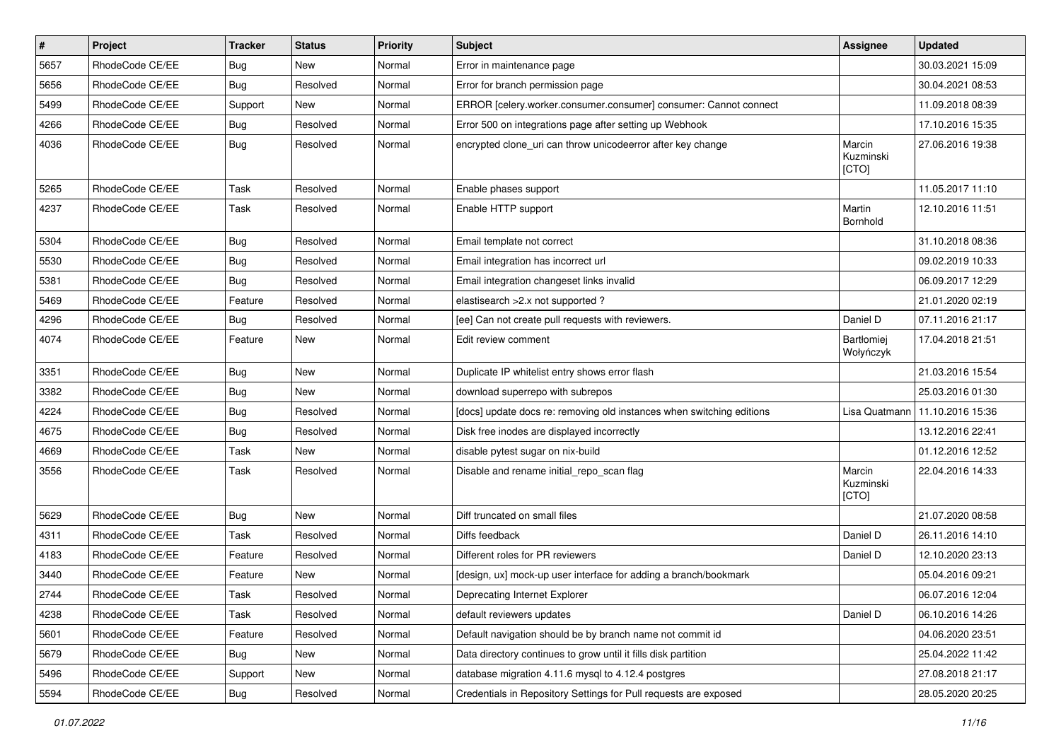| # | Project | Tracker | Status | Priority | Subject | Assignee | Updated |
|---|---|---|---|---|---|---|---|
| 5657 | RhodeCode CE/EE | Bug | New | Normal | Error in maintenance page | | 30.03.2021 15:09 |
| 5656 | RhodeCode CE/EE | Bug | Resolved | Normal | Error for branch permission page | | 30.04.2021 08:53 |
| 5499 | RhodeCode CE/EE | Support | New | Normal | ERROR [celery.worker.consumer.consumer] consumer: Cannot connect | | 11.09.2018 08:39 |
| 4266 | RhodeCode CE/EE | Bug | Resolved | Normal | Error 500 on integrations page after setting up Webhook | | 17.10.2016 15:35 |
| 4036 | RhodeCode CE/EE | Bug | Resolved | Normal | encrypted clone_uri can throw unicodeerror after key change | Marcin Kuzminski [CTO] | 27.06.2016 19:38 |
| 5265 | RhodeCode CE/EE | Task | Resolved | Normal | Enable phases support | | 11.05.2017 11:10 |
| 4237 | RhodeCode CE/EE | Task | Resolved | Normal | Enable HTTP support | Martin Bornhold | 12.10.2016 11:51 |
| 5304 | RhodeCode CE/EE | Bug | Resolved | Normal | Email template not correct | | 31.10.2018 08:36 |
| 5530 | RhodeCode CE/EE | Bug | Resolved | Normal | Email integration has incorrect url | | 09.02.2019 10:33 |
| 5381 | RhodeCode CE/EE | Bug | Resolved | Normal | Email integration changeset links invalid | | 06.09.2017 12:29 |
| 5469 | RhodeCode CE/EE | Feature | Resolved | Normal | elastisearch >2.x not supported ? | | 21.01.2020 02:19 |
| 4296 | RhodeCode CE/EE | Bug | Resolved | Normal | [ee] Can not create pull requests with reviewers. | Daniel D | 07.11.2016 21:17 |
| 4074 | RhodeCode CE/EE | Feature | New | Normal | Edit review comment | Bartłomiej Wołyńczyk | 17.04.2018 21:51 |
| 3351 | RhodeCode CE/EE | Bug | New | Normal | Duplicate IP whitelist entry shows error flash | | 21.03.2016 15:54 |
| 3382 | RhodeCode CE/EE | Bug | New | Normal | download superrepo with subrepos | | 25.03.2016 01:30 |
| 4224 | RhodeCode CE/EE | Bug | Resolved | Normal | [docs] update docs re: removing old instances when switching editions | Lisa Quatmann | 11.10.2016 15:36 |
| 4675 | RhodeCode CE/EE | Bug | Resolved | Normal | Disk free inodes are displayed incorrectly | | 13.12.2016 22:41 |
| 4669 | RhodeCode CE/EE | Task | New | Normal | disable pytest sugar on nix-build | | 01.12.2016 12:52 |
| 3556 | RhodeCode CE/EE | Task | Resolved | Normal | Disable and rename initial_repo_scan flag | Marcin Kuzminski [CTO] | 22.04.2016 14:33 |
| 5629 | RhodeCode CE/EE | Bug | New | Normal | Diff truncated on small files | | 21.07.2020 08:58 |
| 4311 | RhodeCode CE/EE | Task | Resolved | Normal | Diffs feedback | Daniel D | 26.11.2016 14:10 |
| 4183 | RhodeCode CE/EE | Feature | Resolved | Normal | Different roles for PR reviewers | Daniel D | 12.10.2020 23:13 |
| 3440 | RhodeCode CE/EE | Feature | New | Normal | [design, ux] mock-up user interface for adding a branch/bookmark | | 05.04.2016 09:21 |
| 2744 | RhodeCode CE/EE | Task | Resolved | Normal | Deprecating Internet Explorer | | 06.07.2016 12:04 |
| 4238 | RhodeCode CE/EE | Task | Resolved | Normal | default reviewers updates | Daniel D | 06.10.2016 14:26 |
| 5601 | RhodeCode CE/EE | Feature | Resolved | Normal | Default navigation should be by branch name not commit id | | 04.06.2020 23:51 |
| 5679 | RhodeCode CE/EE | Bug | New | Normal | Data directory continues to grow until it fills disk partition | | 25.04.2022 11:42 |
| 5496 | RhodeCode CE/EE | Support | New | Normal | database migration 4.11.6 mysql to 4.12.4 postgres | | 27.08.2018 21:17 |
| 5594 | RhodeCode CE/EE | Bug | Resolved | Normal | Credentials in Repository Settings for Pull requests are exposed | | 28.05.2020 20:25 |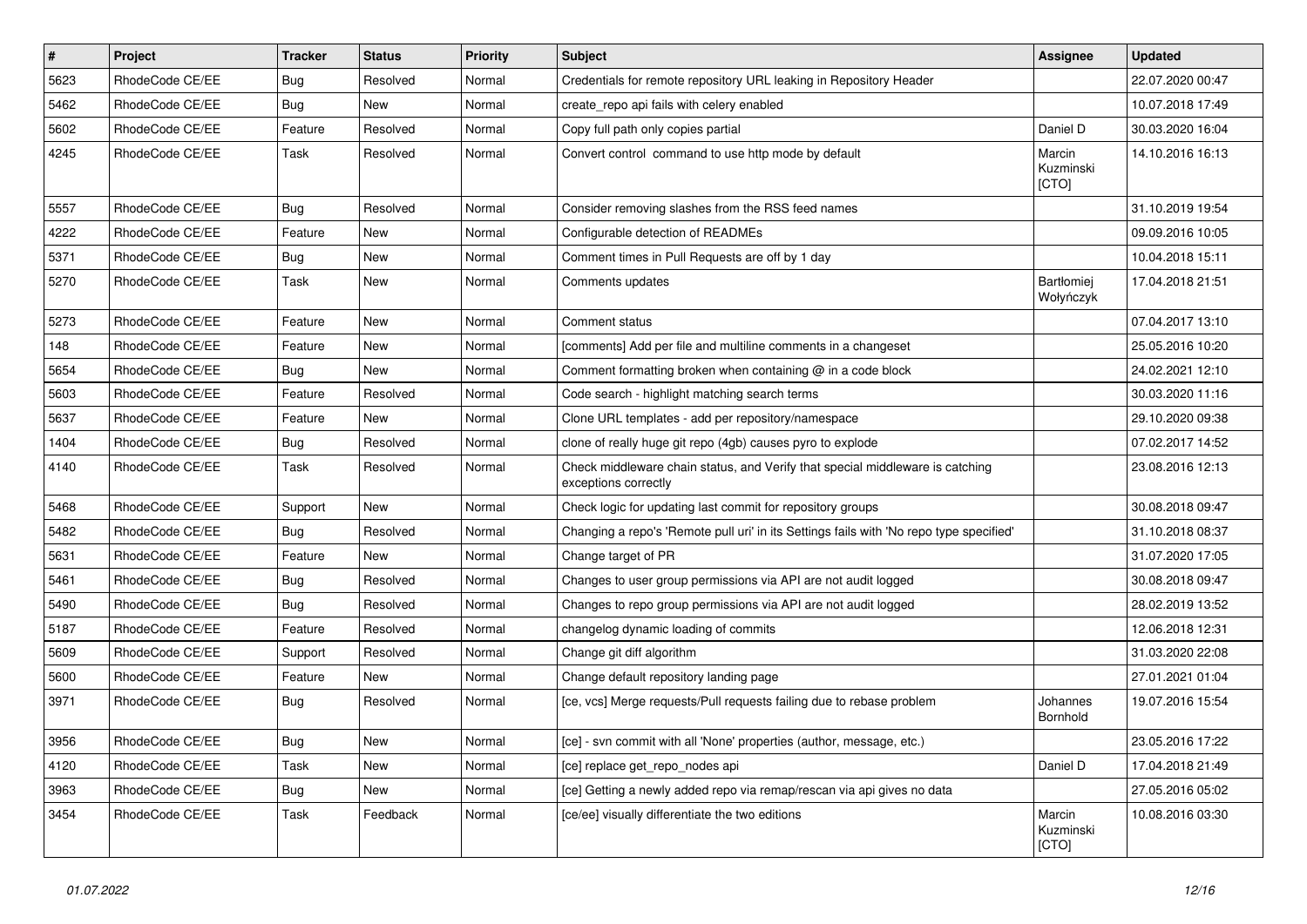| # | Project | Tracker | Status | Priority | Subject | Assignee | Updated |
|---|---|---|---|---|---|---|---|
| 5623 | RhodeCode CE/EE | Bug | Resolved | Normal | Credentials for remote repository URL leaking in Repository Header | | 22.07.2020 00:47 |
| 5462 | RhodeCode CE/EE | Bug | New | Normal | create_repo api fails with celery enabled | | 10.07.2018 17:49 |
| 5602 | RhodeCode CE/EE | Feature | Resolved | Normal | Copy full path only copies partial | Daniel D | 30.03.2020 16:04 |
| 4245 | RhodeCode CE/EE | Task | Resolved | Normal | Convert control command to use http mode by default | Marcin Kuzminski [CTO] | 14.10.2016 16:13 |
| 5557 | RhodeCode CE/EE | Bug | Resolved | Normal | Consider removing slashes from the RSS feed names | | 31.10.2019 19:54 |
| 4222 | RhodeCode CE/EE | Feature | New | Normal | Configurable detection of READMEs | | 09.09.2016 10:05 |
| 5371 | RhodeCode CE/EE | Bug | New | Normal | Comment times in Pull Requests are off by 1 day | | 10.04.2018 15:11 |
| 5270 | RhodeCode CE/EE | Task | New | Normal | Comments updates | Bartłomiej Wołyńczyk | 17.04.2018 21:51 |
| 5273 | RhodeCode CE/EE | Feature | New | Normal | Comment status | | 07.04.2017 13:10 |
| 148 | RhodeCode CE/EE | Feature | New | Normal | [comments] Add per file and multiline comments in a changeset | | 25.05.2016 10:20 |
| 5654 | RhodeCode CE/EE | Bug | New | Normal | Comment formatting broken when containing @ in a code block | | 24.02.2021 12:10 |
| 5603 | RhodeCode CE/EE | Feature | Resolved | Normal | Code search - highlight matching search terms | | 30.03.2020 11:16 |
| 5637 | RhodeCode CE/EE | Feature | New | Normal | Clone URL templates - add per repository/namespace | | 29.10.2020 09:38 |
| 1404 | RhodeCode CE/EE | Bug | Resolved | Normal | clone of really huge git repo (4gb) causes pyro to explode | | 07.02.2017 14:52 |
| 4140 | RhodeCode CE/EE | Task | Resolved | Normal | Check middleware chain status, and Verify that special middleware is catching exceptions correctly | | 23.08.2016 12:13 |
| 5468 | RhodeCode CE/EE | Support | New | Normal | Check logic for updating last commit for repository groups | | 30.08.2018 09:47 |
| 5482 | RhodeCode CE/EE | Bug | Resolved | Normal | Changing a repo's 'Remote pull uri' in its Settings fails with 'No repo type specified' | | 31.10.2018 08:37 |
| 5631 | RhodeCode CE/EE | Feature | New | Normal | Change target of PR | | 31.07.2020 17:05 |
| 5461 | RhodeCode CE/EE | Bug | Resolved | Normal | Changes to user group permissions via API are not audit logged | | 30.08.2018 09:47 |
| 5490 | RhodeCode CE/EE | Bug | Resolved | Normal | Changes to repo group permissions via API are not audit logged | | 28.02.2019 13:52 |
| 5187 | RhodeCode CE/EE | Feature | Resolved | Normal | changelog dynamic loading of commits | | 12.06.2018 12:31 |
| 5609 | RhodeCode CE/EE | Support | Resolved | Normal | Change git diff algorithm | | 31.03.2020 22:08 |
| 5600 | RhodeCode CE/EE | Feature | New | Normal | Change default repository landing page | | 27.01.2021 01:04 |
| 3971 | RhodeCode CE/EE | Bug | Resolved | Normal | [ce, vcs] Merge requests/Pull requests failing due to rebase problem | Johannes Bornhold | 19.07.2016 15:54 |
| 3956 | RhodeCode CE/EE | Bug | New | Normal | [ce] - svn commit with all 'None' properties (author, message, etc.) | | 23.05.2016 17:22 |
| 4120 | RhodeCode CE/EE | Task | New | Normal | [ce] replace get_repo_nodes api | Daniel D | 17.04.2018 21:49 |
| 3963 | RhodeCode CE/EE | Bug | New | Normal | [ce] Getting a newly added repo via remap/rescan via api gives no data | | 27.05.2016 05:02 |
| 3454 | RhodeCode CE/EE | Task | Feedback | Normal | [ce/ee] visually differentiate the two editions | Marcin Kuzminski [CTO] | 10.08.2016 03:30 |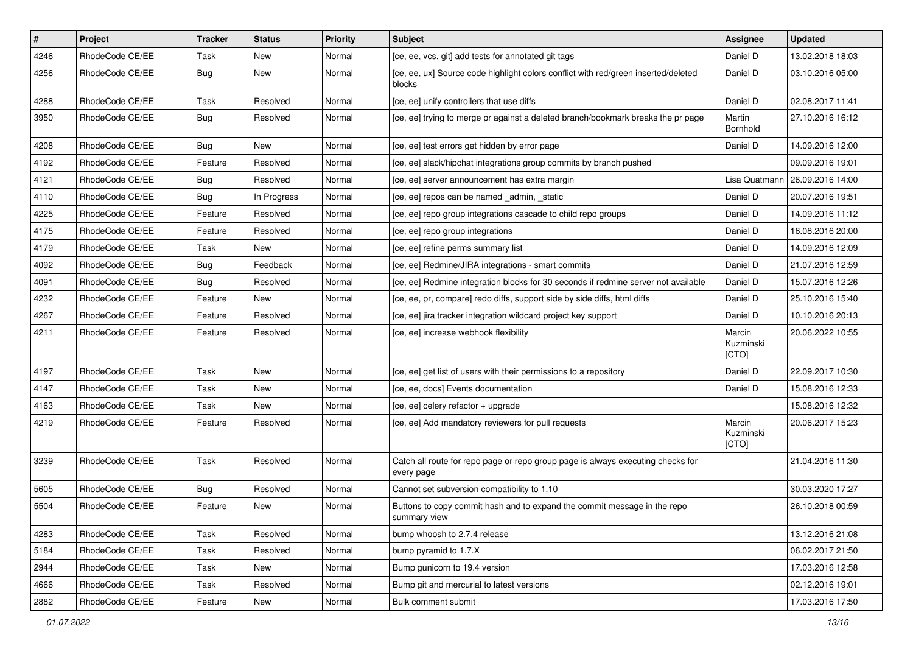| # | Project | Tracker | Status | Priority | Subject | Assignee | Updated |
|---|---|---|---|---|---|---|---|
| 4246 | RhodeCode CE/EE | Task | New | Normal | [ce, ee, vcs, git] add tests for annotated git tags | Daniel D | 13.02.2018 18:03 |
| 4256 | RhodeCode CE/EE | Bug | New | Normal | [ce, ee, ux] Source code highlight colors conflict with red/green inserted/deleted blocks | Daniel D | 03.10.2016 05:00 |
| 4288 | RhodeCode CE/EE | Task | Resolved | Normal | [ce, ee] unify controllers that use diffs | Daniel D | 02.08.2017 11:41 |
| 3950 | RhodeCode CE/EE | Bug | Resolved | Normal | [ce, ee] trying to merge pr against a deleted branch/bookmark breaks the pr page | Martin Bornhold | 27.10.2016 16:12 |
| 4208 | RhodeCode CE/EE | Bug | New | Normal | [ce, ee] test errors get hidden by error page | Daniel D | 14.09.2016 12:00 |
| 4192 | RhodeCode CE/EE | Feature | Resolved | Normal | [ce, ee] slack/hipchat integrations group commits by branch pushed | | 09.09.2016 19:01 |
| 4121 | RhodeCode CE/EE | Bug | Resolved | Normal | [ce, ee] server announcement has extra margin | Lisa Quatmann | 26.09.2016 14:00 |
| 4110 | RhodeCode CE/EE | Bug | In Progress | Normal | [ce, ee] repos can be named _admin, _static | Daniel D | 20.07.2016 19:51 |
| 4225 | RhodeCode CE/EE | Feature | Resolved | Normal | [ce, ee] repo group integrations cascade to child repo groups | Daniel D | 14.09.2016 11:12 |
| 4175 | RhodeCode CE/EE | Feature | Resolved | Normal | [ce, ee] repo group integrations | Daniel D | 16.08.2016 20:00 |
| 4179 | RhodeCode CE/EE | Task | New | Normal | [ce, ee] refine perms summary list | Daniel D | 14.09.2016 12:09 |
| 4092 | RhodeCode CE/EE | Bug | Feedback | Normal | [ce, ee] Redmine/JIRA integrations - smart commits | Daniel D | 21.07.2016 12:59 |
| 4091 | RhodeCode CE/EE | Bug | Resolved | Normal | [ce, ee] Redmine integration blocks for 30 seconds if redmine server not available | Daniel D | 15.07.2016 12:26 |
| 4232 | RhodeCode CE/EE | Feature | New | Normal | [ce, ee, pr, compare] redo diffs, support side by side diffs, html diffs | Daniel D | 25.10.2016 15:40 |
| 4267 | RhodeCode CE/EE | Feature | Resolved | Normal | [ce, ee] jira tracker integration wildcard project key support | Daniel D | 10.10.2016 20:13 |
| 4211 | RhodeCode CE/EE | Feature | Resolved | Normal | [ce, ee] increase webhook flexibility | Marcin Kuzminski [CTO] | 20.06.2022 10:55 |
| 4197 | RhodeCode CE/EE | Task | New | Normal | [ce, ee] get list of users with their permissions to a repository | Daniel D | 22.09.2017 10:30 |
| 4147 | RhodeCode CE/EE | Task | New | Normal | [ce, ee, docs] Events documentation | Daniel D | 15.08.2016 12:33 |
| 4163 | RhodeCode CE/EE | Task | New | Normal | [ce, ee] celery refactor + upgrade | | 15.08.2016 12:32 |
| 4219 | RhodeCode CE/EE | Feature | Resolved | Normal | [ce, ee] Add mandatory reviewers for pull requests | Marcin Kuzminski [CTO] | 20.06.2017 15:23 |
| 3239 | RhodeCode CE/EE | Task | Resolved | Normal | Catch all route for repo page or repo group page is always executing checks for every page | | 21.04.2016 11:30 |
| 5605 | RhodeCode CE/EE | Bug | Resolved | Normal | Cannot set subversion compatibility to 1.10 | | 30.03.2020 17:27 |
| 5504 | RhodeCode CE/EE | Feature | New | Normal | Buttons to copy commit hash and to expand the commit message in the repo summary view | | 26.10.2018 00:59 |
| 4283 | RhodeCode CE/EE | Task | Resolved | Normal | bump whoosh to 2.7.4 release | | 13.12.2016 21:08 |
| 5184 | RhodeCode CE/EE | Task | Resolved | Normal | bump pyramid to 1.7.X | | 06.02.2017 21:50 |
| 2944 | RhodeCode CE/EE | Task | New | Normal | Bump gunicorn to 19.4 version | | 17.03.2016 12:58 |
| 4666 | RhodeCode CE/EE | Task | Resolved | Normal | Bump git and mercurial to latest versions | | 02.12.2016 19:01 |
| 2882 | RhodeCode CE/EE | Feature | New | Normal | Bulk comment submit | | 17.03.2016 17:50 |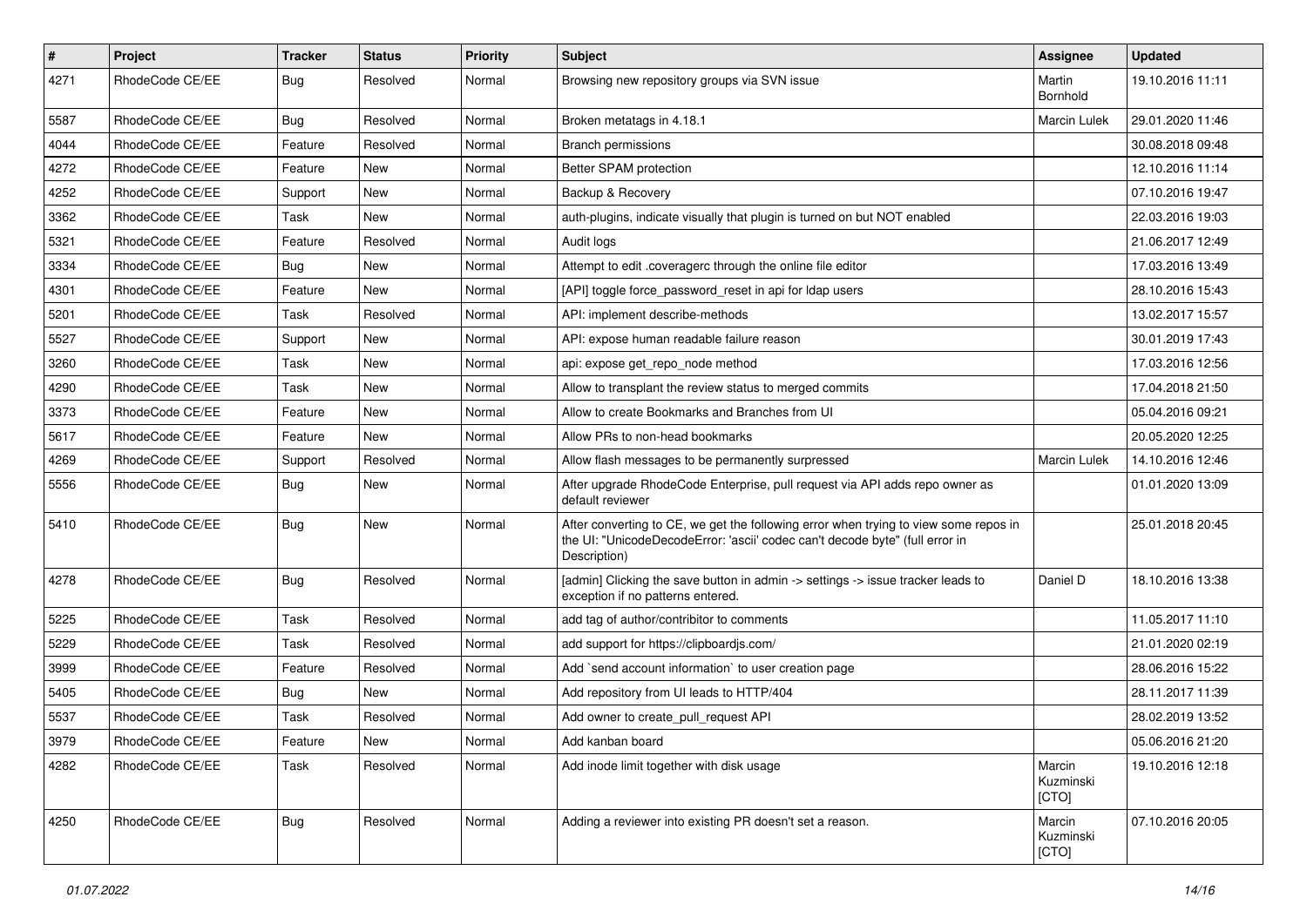| # | Project | Tracker | Status | Priority | Subject | Assignee | Updated |
|---|---|---|---|---|---|---|---|
| 4271 | RhodeCode CE/EE | Bug | Resolved | Normal | Browsing new repository groups via SVN issue | Martin Bornhold | 19.10.2016 11:11 |
| 5587 | RhodeCode CE/EE | Bug | Resolved | Normal | Broken metatags in 4.18.1 | Marcin Lulek | 29.01.2020 11:46 |
| 4044 | RhodeCode CE/EE | Feature | Resolved | Normal | Branch permissions | | 30.08.2018 09:48 |
| 4272 | RhodeCode CE/EE | Feature | New | Normal | Better SPAM protection | | 12.10.2016 11:14 |
| 4252 | RhodeCode CE/EE | Support | New | Normal | Backup & Recovery | | 07.10.2016 19:47 |
| 3362 | RhodeCode CE/EE | Task | New | Normal | auth-plugins, indicate visually that plugin is turned on but NOT enabled | | 22.03.2016 19:03 |
| 5321 | RhodeCode CE/EE | Feature | Resolved | Normal | Audit logs | | 21.06.2017 12:49 |
| 3334 | RhodeCode CE/EE | Bug | New | Normal | Attempt to edit .coveragerc through the online file editor | | 17.03.2016 13:49 |
| 4301 | RhodeCode CE/EE | Feature | New | Normal | [API] toggle force_password_reset in api for ldap users | | 28.10.2016 15:43 |
| 5201 | RhodeCode CE/EE | Task | Resolved | Normal | API: implement describe-methods | | 13.02.2017 15:57 |
| 5527 | RhodeCode CE/EE | Support | New | Normal | API: expose human readable failure reason | | 30.01.2019 17:43 |
| 3260 | RhodeCode CE/EE | Task | New | Normal | api: expose get_repo_node method | | 17.03.2016 12:56 |
| 4290 | RhodeCode CE/EE | Task | New | Normal | Allow to transplant the review status to merged commits | | 17.04.2018 21:50 |
| 3373 | RhodeCode CE/EE | Feature | New | Normal | Allow to create Bookmarks and Branches from UI | | 05.04.2016 09:21 |
| 5617 | RhodeCode CE/EE | Feature | New | Normal | Allow PRs to non-head bookmarks | | 20.05.2020 12:25 |
| 4269 | RhodeCode CE/EE | Support | Resolved | Normal | Allow flash messages to be permanently surpressed | Marcin Lulek | 14.10.2016 12:46 |
| 5556 | RhodeCode CE/EE | Bug | New | Normal | After upgrade RhodeCode Enterprise, pull request via API adds repo owner as default reviewer | | 01.01.2020 13:09 |
| 5410 | RhodeCode CE/EE | Bug | New | Normal | After converting to CE, we get the following error when trying to view some repos in the UI: "UnicodeDecodeError: 'ascii' codec can't decode byte" (full error in Description) | | 25.01.2018 20:45 |
| 4278 | RhodeCode CE/EE | Bug | Resolved | Normal | [admin] Clicking the save button in admin -> settings -> issue tracker leads to exception if no patterns entered. | Daniel D | 18.10.2016 13:38 |
| 5225 | RhodeCode CE/EE | Task | Resolved | Normal | add tag of author/contribitor to comments | | 11.05.2017 11:10 |
| 5229 | RhodeCode CE/EE | Task | Resolved | Normal | add support for https://clipboardjs.com/ | | 21.01.2020 02:19 |
| 3999 | RhodeCode CE/EE | Feature | Resolved | Normal | Add `send account information` to user creation page | | 28.06.2016 15:22 |
| 5405 | RhodeCode CE/EE | Bug | New | Normal | Add repository from UI leads to HTTP/404 | | 28.11.2017 11:39 |
| 5537 | RhodeCode CE/EE | Task | Resolved | Normal | Add owner to create_pull_request API | | 28.02.2019 13:52 |
| 3979 | RhodeCode CE/EE | Feature | New | Normal | Add kanban board | | 05.06.2016 21:20 |
| 4282 | RhodeCode CE/EE | Task | Resolved | Normal | Add inode limit together with disk usage | Marcin Kuzminski [CTO] | 19.10.2016 12:18 |
| 4250 | RhodeCode CE/EE | Bug | Resolved | Normal | Adding a reviewer into existing PR doesn't set a reason. | Marcin Kuzminski [CTO] | 07.10.2016 20:05 |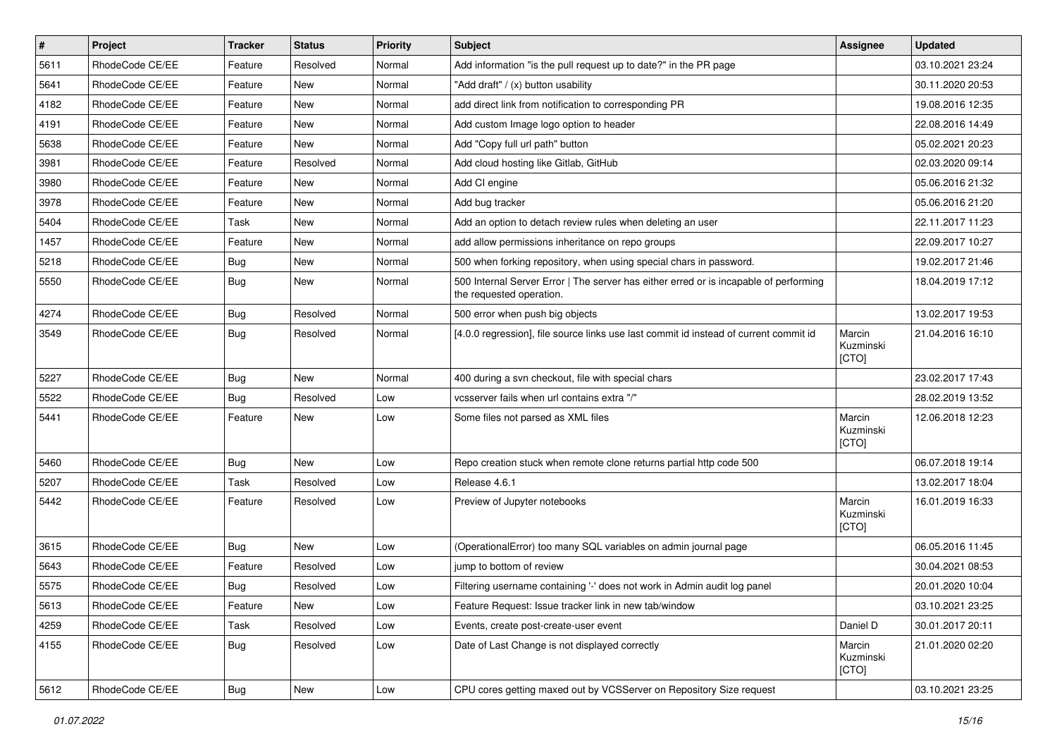| # | Project | Tracker | Status | Priority | Subject | Assignee | Updated |
|---|---|---|---|---|---|---|---|
| 5611 | RhodeCode CE/EE | Feature | Resolved | Normal | Add information "is the pull request up to date?" in the PR page | | 03.10.2021 23:24 |
| 5641 | RhodeCode CE/EE | Feature | New | Normal | "Add draft" / (x) button usability | | 30.11.2020 20:53 |
| 4182 | RhodeCode CE/EE | Feature | New | Normal | add direct link from notification to corresponding PR | | 19.08.2016 12:35 |
| 4191 | RhodeCode CE/EE | Feature | New | Normal | Add custom Image logo option to header | | 22.08.2016 14:49 |
| 5638 | RhodeCode CE/EE | Feature | New | Normal | Add "Copy full url path" button | | 05.02.2021 20:23 |
| 3981 | RhodeCode CE/EE | Feature | Resolved | Normal | Add cloud hosting like Gitlab, GitHub | | 02.03.2020 09:14 |
| 3980 | RhodeCode CE/EE | Feature | New | Normal | Add CI engine | | 05.06.2016 21:32 |
| 3978 | RhodeCode CE/EE | Feature | New | Normal | Add bug tracker | | 05.06.2016 21:20 |
| 5404 | RhodeCode CE/EE | Task | New | Normal | Add an option to detach review rules when deleting an user | | 22.11.2017 11:23 |
| 1457 | RhodeCode CE/EE | Feature | New | Normal | add allow permissions inheritance on repo groups | | 22.09.2017 10:27 |
| 5218 | RhodeCode CE/EE | Bug | New | Normal | 500 when forking repository, when using special chars in password. | | 19.02.2017 21:46 |
| 5550 | RhodeCode CE/EE | Bug | New | Normal | 500 Internal Server Error \| The server has either erred or is incapable of performing the requested operation. | | 18.04.2019 17:12 |
| 4274 | RhodeCode CE/EE | Bug | Resolved | Normal | 500 error when push big objects | | 13.02.2017 19:53 |
| 3549 | RhodeCode CE/EE | Bug | Resolved | Normal | [4.0.0 regression], file source links use last commit id instead of current commit id | Marcin Kuzminski [CTO] | 21.04.2016 16:10 |
| 5227 | RhodeCode CE/EE | Bug | New | Normal | 400 during a svn checkout, file with special chars | | 23.02.2017 17:43 |
| 5522 | RhodeCode CE/EE | Bug | Resolved | Low | vcsserver fails when url contains extra "/" | | 28.02.2019 13:52 |
| 5441 | RhodeCode CE/EE | Feature | New | Low | Some files not parsed as XML files | Marcin Kuzminski [CTO] | 12.06.2018 12:23 |
| 5460 | RhodeCode CE/EE | Bug | New | Low | Repo creation stuck when remote clone returns partial http code 500 | | 06.07.2018 19:14 |
| 5207 | RhodeCode CE/EE | Task | Resolved | Low | Release 4.6.1 | | 13.02.2017 18:04 |
| 5442 | RhodeCode CE/EE | Feature | Resolved | Low | Preview of Jupyter notebooks | Marcin Kuzminski [CTO] | 16.01.2019 16:33 |
| 3615 | RhodeCode CE/EE | Bug | New | Low | (OperationalError) too many SQL variables on admin journal page | | 06.05.2016 11:45 |
| 5643 | RhodeCode CE/EE | Feature | Resolved | Low | jump to bottom of review | | 30.04.2021 08:53 |
| 5575 | RhodeCode CE/EE | Bug | Resolved | Low | Filtering username containing '-' does not work in Admin audit log panel | | 20.01.2020 10:04 |
| 5613 | RhodeCode CE/EE | Feature | New | Low | Feature Request: Issue tracker link in new tab/window | | 03.10.2021 23:25 |
| 4259 | RhodeCode CE/EE | Task | Resolved | Low | Events, create post-create-user event | Daniel D | 30.01.2017 20:11 |
| 4155 | RhodeCode CE/EE | Bug | Resolved | Low | Date of Last Change is not displayed correctly | Marcin Kuzminski [CTO] | 21.01.2020 02:20 |
| 5612 | RhodeCode CE/EE | Bug | New | Low | CPU cores getting maxed out by VCSServer on Repository Size request | | 03.10.2021 23:25 |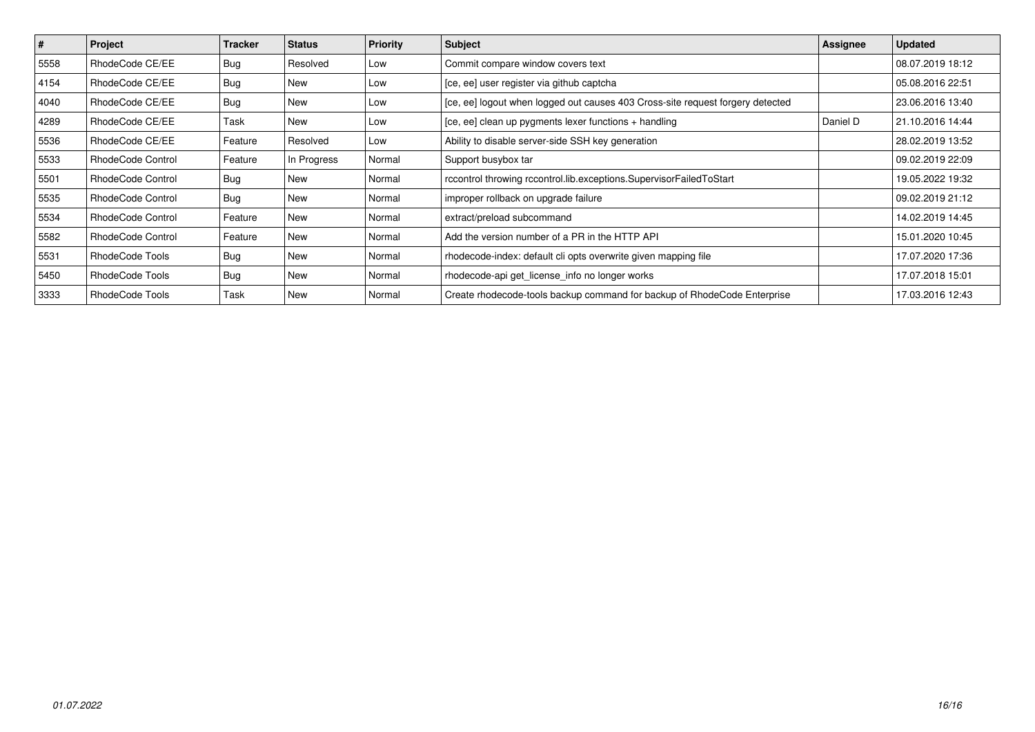| # | Project | Tracker | Status | Priority | Subject | Assignee | Updated |
|---|---|---|---|---|---|---|---|
| 5558 | RhodeCode CE/EE | Bug | Resolved | Low | Commit compare window covers text | | 08.07.2019 18:12 |
| 4154 | RhodeCode CE/EE | Bug | New | Low | [ce, ee] user register via github captcha | | 05.08.2016 22:51 |
| 4040 | RhodeCode CE/EE | Bug | New | Low | [ce, ee] logout when logged out causes 403 Cross-site request forgery detected | | 23.06.2016 13:40 |
| 4289 | RhodeCode CE/EE | Task | New | Low | [ce, ee] clean up pygments lexer functions + handling | Daniel D | 21.10.2016 14:44 |
| 5536 | RhodeCode CE/EE | Feature | Resolved | Low | Ability to disable server-side SSH key generation | | 28.02.2019 13:52 |
| 5533 | RhodeCode Control | Feature | In Progress | Normal | Support busybox tar | | 09.02.2019 22:09 |
| 5501 | RhodeCode Control | Bug | New | Normal | rccontrol throwing rccontrol.lib.exceptions.SupervisorFailedToStart | | 19.05.2022 19:32 |
| 5535 | RhodeCode Control | Bug | New | Normal | improper rollback on upgrade failure | | 09.02.2019 21:12 |
| 5534 | RhodeCode Control | Feature | New | Normal | extract/preload subcommand | | 14.02.2019 14:45 |
| 5582 | RhodeCode Control | Feature | New | Normal | Add the version number of a PR in the HTTP API | | 15.01.2020 10:45 |
| 5531 | RhodeCode Tools | Bug | New | Normal | rhodecode-index: default cli opts overwrite given mapping file | | 17.07.2020 17:36 |
| 5450 | RhodeCode Tools | Bug | New | Normal | rhodecode-api get_license_info no longer works | | 17.07.2018 15:01 |
| 3333 | RhodeCode Tools | Task | New | Normal | Create rhodecode-tools backup command for backup of RhodeCode Enterprise | | 17.03.2016 12:43 |